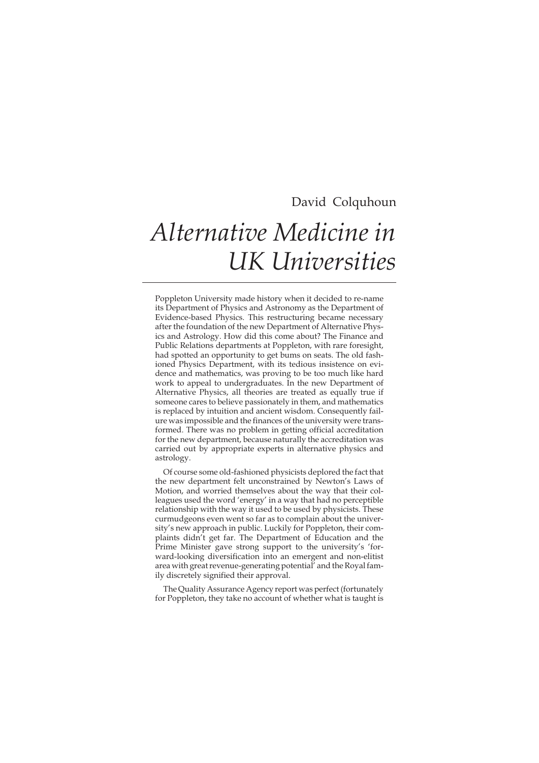David Colquhoun

# *Alternative Medicine in UK Universities*

Poppleton University made history when it decided to re-name its Department of Physics and Astronomy as the Department of Evidence-based Physics. This restructuring became necessary after the foundation of the new Department of Alternative Physics and Astrology. How did this come about? The Finance and Public Relations departments at Poppleton, with rare foresight, had spotted an opportunity to get bums on seats. The old fashioned Physics Department, with its tedious insistence on evidence and mathematics, was proving to be too much like hard work to appeal to undergraduates. In the new Department of Alternative Physics, all theories are treated as equally true if someone cares to believe passionately in them, and mathematics is replaced by intuition and ancient wisdom. Consequently failure was impossible and the finances of the university were transformed. There was no problem in getting official accreditation for the new department, because naturally the accreditation was carried out by appropriate experts in alternative physics and astrology.

Of course some old-fashioned physicists deplored the fact that the new department felt unconstrained by Newton's Laws of Motion, and worried themselves about the way that their colleagues used the word 'energy' in a way that had no perceptible relationship with the way it used to be used by physicists. These curmudgeons even went so far as to complain about the university's new approach in public. Luckily for Poppleton, their complaints didn't get far. The Department of Education and the Prime Minister gave strong support to the university's 'forward-looking diversification into an emergent and non-elitist area with great revenue-generating potential' and the Royal family discretely signified their approval.

The Quality Assurance Agency report was perfect (fortunately for Poppleton, they take no account of whether what is taught is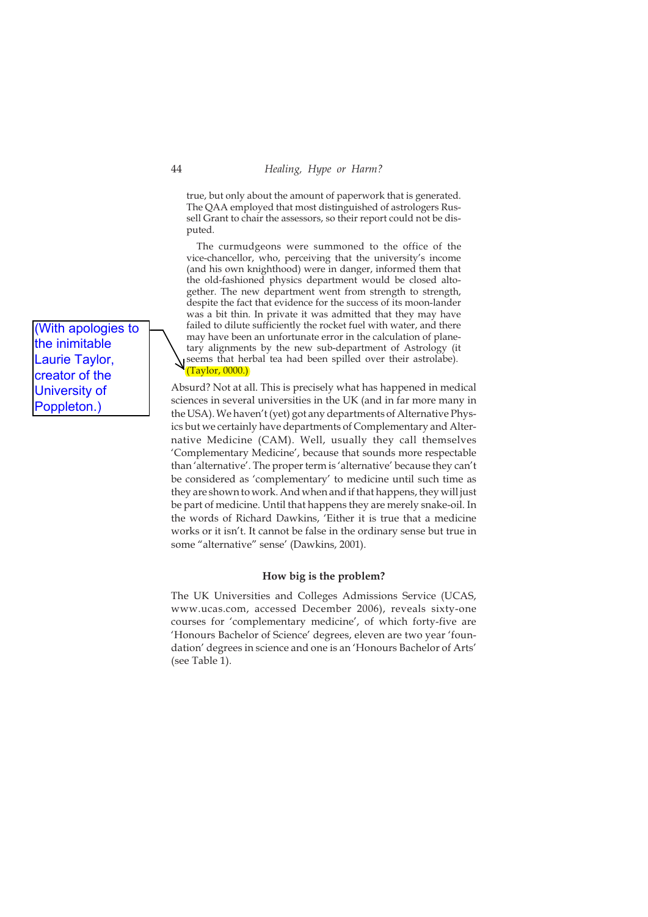true, but only about the amount of paperwork that is generated. The QAA employed that most distinguished of astrologers Russell Grant to chair the assessors, so their report could not be disputed.

The curmudgeons were summoned to the office of the vice-chancellor, who, perceiving that the university's income (and his own knighthood) were in danger, informed them that the old-fashioned physics department would be closed altogether. The new department went from strength to strength, despite the fact that evidence for the success of its moon-lander was a bit thin. In private it was admitted that they may have failed to dilute sufficiently the rocket fuel with water, and there may have been an unfortunate error in the calculation of planetary alignments by the new sub-department of Astrology (it seems that herbal tea had been spilled over their astrolabe). (Taylor, 0000.)

(With apologies to the inimitable Laurie Taylor, creator of the University of Poppleton.)

Absurd? Not at all. This is precisely what has happened in medical sciences in several universities in the UK (and in far more many in the USA). We haven't (yet) got any departments of Alternative Physics but we certainly have departments of Complementary and Alternative Medicine (CAM). Well, usually they call themselves 'Complementary Medicine', because that sounds more respectable than 'alternative'. The proper term is 'alternative' because they can't be considered as 'complementary' to medicine until such time as they are shown to work. And when and if that happens, they will just be part of medicine. Until that happens they are merely snake-oil. In the words of Richard Dawkins, 'Either it is true that a medicine works or it isn't. It cannot be false in the ordinary sense but true in some "alternative" sense' (Dawkins, 2001).

### How big is the problem?

The UK Universities and Colleges Admissions Service (UCAS, www.ucas.com, accessed December 2006), reveals sixty-one courses for 'complementary medicine', of which forty-five are 'Honours Bachelor of Science' degrees, eleven are two year 'foundation' degrees in science and one is an 'Honours Bachelor of Arts' (see Table 1).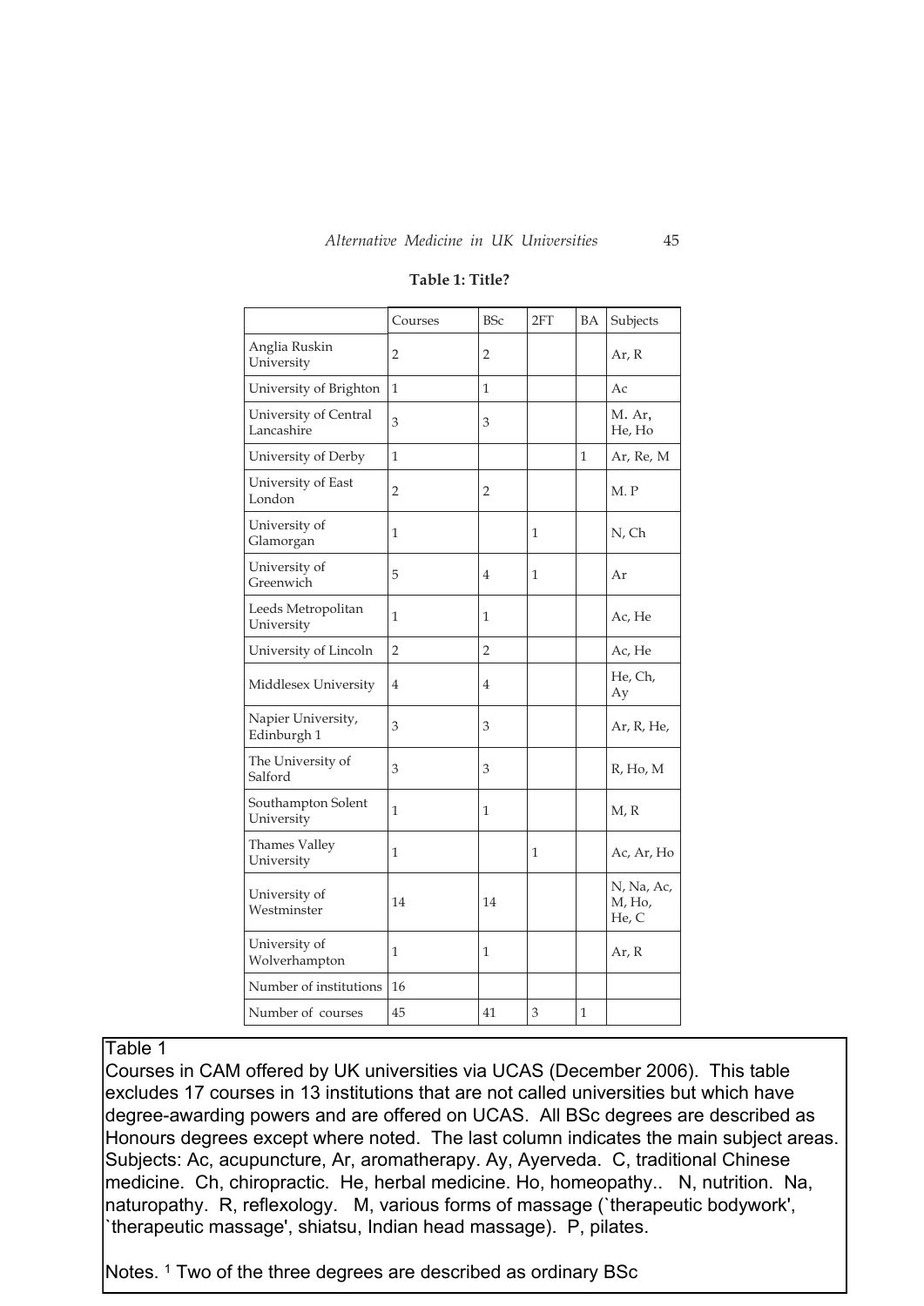**Table 1: Title?**

| | Courses | BSc | 2FT | BA | Subjects |
|---|---|---|---|---|---|
| Anglia Ruskin University | 2 | 2 | | | Ar, R |
| University of Brighton | 1 | 1 | | | Ac |
| University of Central Lancashire | 3 | 3 | | | M. Ar, He, Ho |
| University of Derby | 1 | | | 1 | Ar, Re, M |
| University of East London | 2 | 2 | | | M. P |
| University of Glamorgan | 1 | | 1 | | N, Ch |
| University of Greenwich | 5 | 4 | 1 | | Ar |
| Leeds Metropolitan University | 1 | 1 | | | Ac, He |
| University of Lincoln | 2 | 2 | | | Ac, He |
| Middlesex University | 4 | 4 | | | He, Ch, Ay |
| Napier University, Edinburgh [1] | 3 | 3 | | | Ar, R, He, |
| The University of Salford | 3 | 3 | | | R, Ho, M |
| Southampton Solent University | 1 | 1 | | | M, R |
| Thames Valley University | 1 | | 1 | | Ac, Ar, Ho |
| University of Westminster | 14 | 14 | | | N, Na, Ac, M, Ho, He, C |
| University of Wolverhampton | 1 | 1 | | | Ar, R |
| Number of institutions | 16 | | | | |
| Number of courses | 45 | 41 | 3 | 1 | |

Table 1
Courses in CAM offered by UK universities via UCAS (December 2006). This table excludes 17 courses in 13 institutions that are not called universities but which have degree-awarding powers and are offered on UCAS. All BSc degrees are described as Honours degrees except where noted. The last column indicates the main subject areas. Subjects: Ac, acupuncture, Ar, aromatherapy. Ay, Ayerveda. C, traditional Chinese medicine. Ch, chiropractic. He, herbal medicine. Ho, homeopathy.. N, nutrition. Na, naturopathy. R, reflexology. M, various forms of massage (`therapeutic bodywork', `therapeutic massage', shiatsu, Indian head massage). P, pilates.

Notes. [1] Two of the three degrees are described as ordinary BSc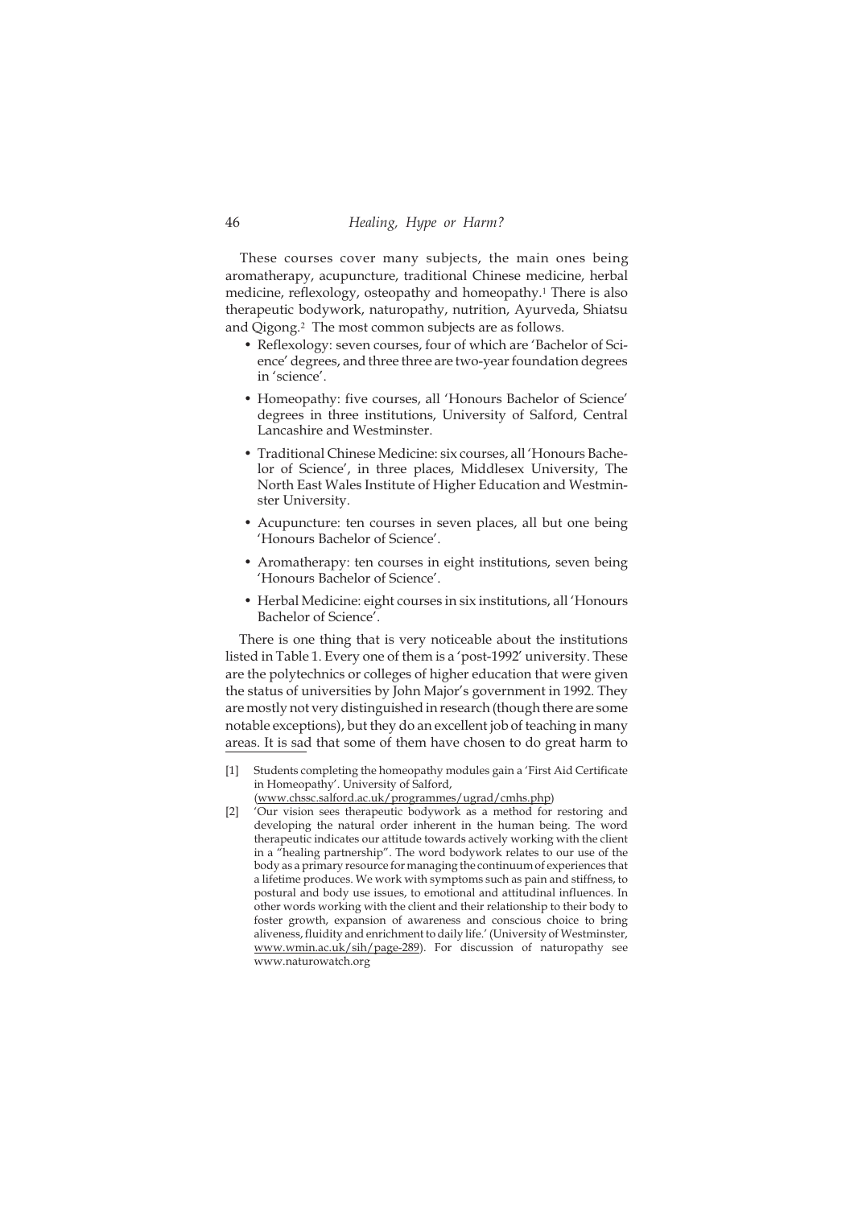These courses cover many subjects, the main ones being aromatherapy, acupuncture, traditional Chinese medicine, herbal medicine, reflexology, osteopathy and homeopathy.[1] There is also therapeutic bodywork, naturopathy, nutrition, Ayurveda, Shiatsu and Qigong.[2] The most common subjects are as follows.

- Reflexology: seven courses, four of which are 'Bachelor of Science' degrees, and three three are two-year foundation degrees in 'science'.
- Homeopathy: five courses, all 'Honours Bachelor of Science' degrees in three institutions, University of Salford, Central Lancashire and Westminster.
- Traditional Chinese Medicine: six courses, all 'Honours Bachelor of Science', in three places, Middlesex University, The North East Wales Institute of Higher Education and Westminster University.
- Acupuncture: ten courses in seven places, all but one being 'Honours Bachelor of Science'.
- Aromatherapy: ten courses in eight institutions, seven being 'Honours Bachelor of Science'.
- Herbal Medicine: eight courses in six institutions, all 'Honours Bachelor of Science'.

There is one thing that is very noticeable about the institutions listed in Table 1. Every one of them is a 'post-1992' university. These are the polytechnics or colleges of higher education that were given the status of universities by John Major's government in 1992. They are mostly not very distinguished in research (though there are some notable exceptions), but they do an excellent job of teaching in many areas. It is sad that some of them have chosen to do great harm to

[1] Students completing the homeopathy modules gain a 'First Aid Certificate in Homeopathy'. University of Salford, (www.chssc.salford.ac.uk/programmes/ugrad/cmhs.php)

[2] 'Our vision sees therapeutic bodywork as a method for restoring and developing the natural order inherent in the human being. The word therapeutic indicates our attitude towards actively working with the client in a "healing partnership". The word bodywork relates to our use of the body as a primary resource for managing the continuum of experiences that a lifetime produces. We work with symptoms such as pain and stiffness, to postural and body use issues, to emotional and attitudinal influences. In other words working with the client and their relationship to their body to foster growth, expansion of awareness and conscious choice to bring aliveness, fluidity and enrichment to daily life.' (University of Westminster, www.wmin.ac.uk/sih/page-289). For discussion of naturopathy see www.naturowatch.org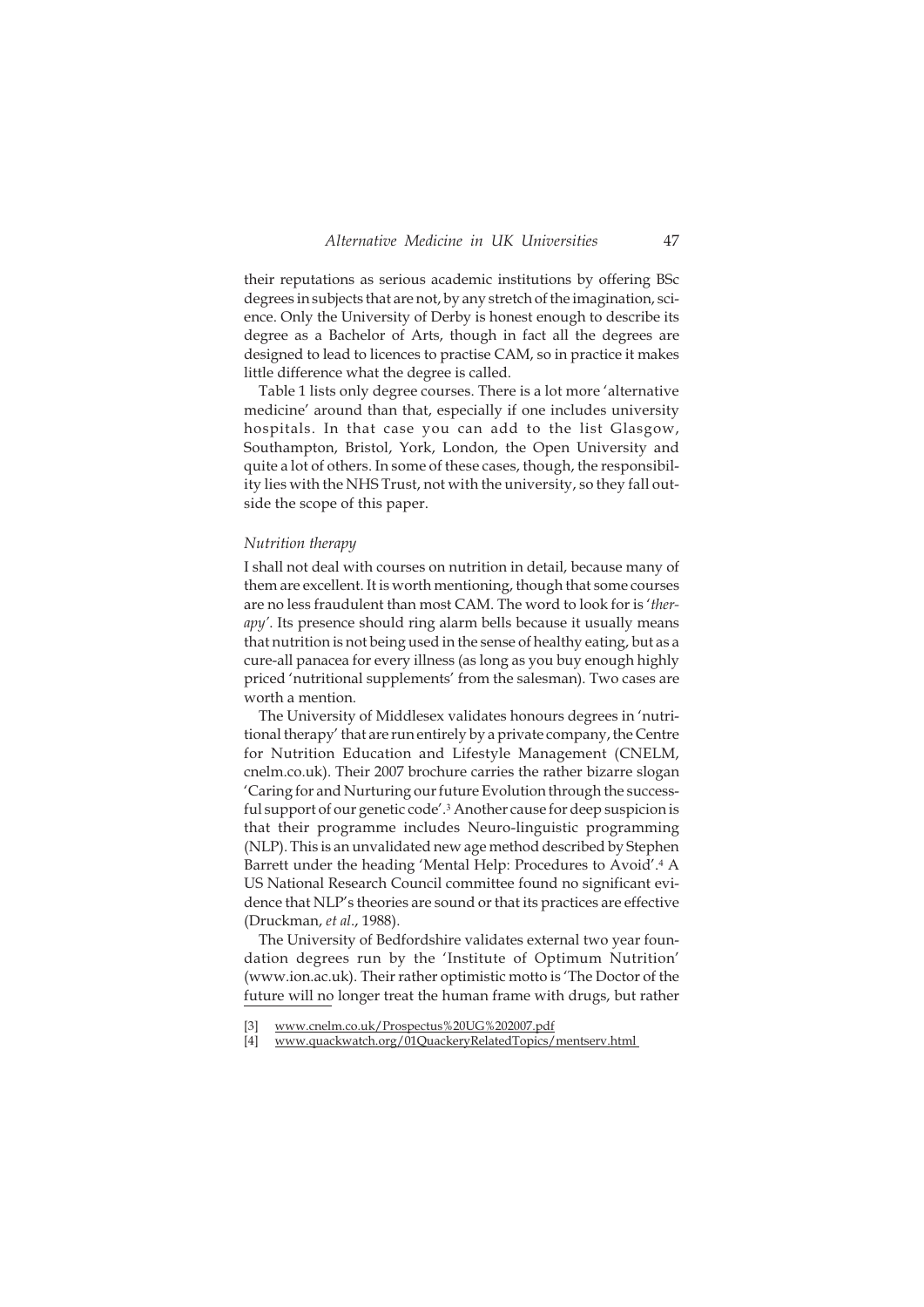their reputations as serious academic institutions by offering BSc degrees in subjects that are not, by any stretch of the imagination, science. Only the University of Derby is honest enough to describe its degree as a Bachelor of Arts, though in fact all the degrees are designed to lead to licences to practise CAM, so in practice it makes little difference what the degree is called.

Table 1 lists only degree courses. There is a lot more 'alternative medicine' around than that, especially if one includes university hospitals. In that case you can add to the list Glasgow, Southampton, Bristol, York, London, the Open University and quite a lot of others. In some of these cases, though, the responsibility lies with the NHS Trust, not with the university, so they fall outside the scope of this paper.

### *Nutrition therapy*

I shall not deal with courses on nutrition in detail, because many of them are excellent. It is worth mentioning, though that some courses are no less fraudulent than most CAM. The word to look for is '*therapy*'. Its presence should ring alarm bells because it usually means that nutrition is not being used in the sense of healthy eating, but as a cure-all panacea for every illness (as long as you buy enough highly priced 'nutritional supplements' from the salesman). Two cases are worth a mention.

The University of Middlesex validates honours degrees in 'nutritional therapy' that are run entirely by a private company, the Centre for Nutrition Education and Lifestyle Management (CNELM, cnelm.co.uk). Their 2007 brochure carries the rather bizarre slogan 'Caring for and Nurturing our future Evolution through the successful support of our genetic code'.[3] Another cause for deep suspicion is that their programme includes Neuro-linguistic programming (NLP). This is an unvalidated new age method described by Stephen Barrett under the heading 'Mental Help: Procedures to Avoid'.[4] A US National Research Council committee found no significant evidence that NLP's theories are sound or that its practices are effective (Druckman, *et al*., 1988).

The University of Bedfordshire validates external two year foundation degrees run by the 'Institute of Optimum Nutrition' (www.ion.ac.uk). Their rather optimistic motto is 'The Doctor of the future will no longer treat the human frame with drugs, but rather

[3] www.cnelm.co.uk/Prospectus%20UG%202007.pdf

[4] www.quackwatch.org/01QuackeryRelatedTopics/mentserv.html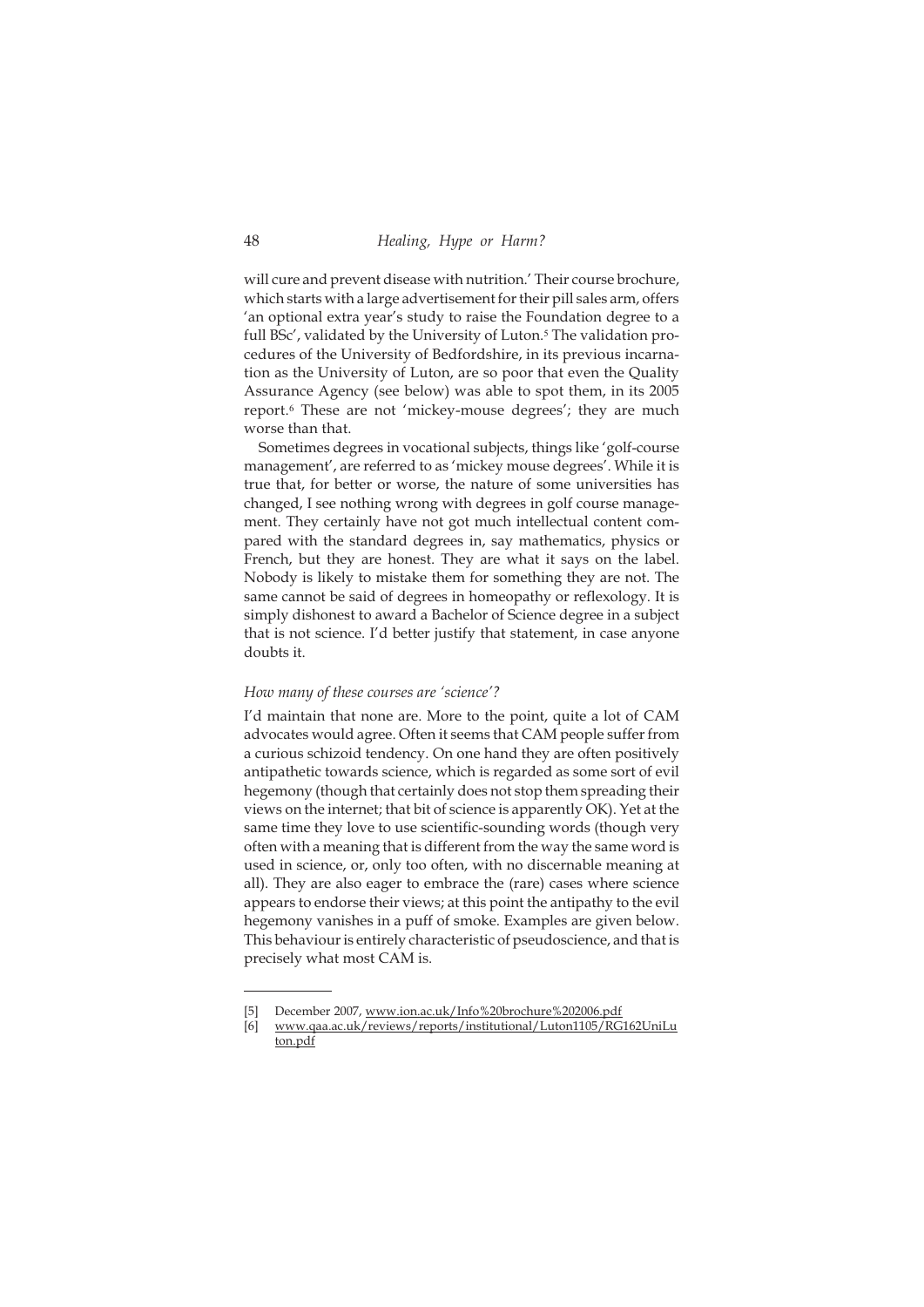will cure and prevent disease with nutrition.' Their course brochure, which starts with a large advertisement for their pill sales arm, offers 'an optional extra year's study to raise the Foundation degree to a full BSc', validated by the University of Luton.[5] The validation procedures of the University of Bedfordshire, in its previous incarnation as the University of Luton, are so poor that even the Quality Assurance Agency (see below) was able to spot them, in its 2005 report.[6] These are not 'mickey-mouse degrees'; they are much worse than that.

Sometimes degrees in vocational subjects, things like 'golf-course management', are referred to as 'mickey mouse degrees'. While it is true that, for better or worse, the nature of some universities has changed, I see nothing wrong with degrees in golf course management. They certainly have not got much intellectual content compared with the standard degrees in, say mathematics, physics or French, but they are honest. They are what it says on the label. Nobody is likely to mistake them for something they are not. The same cannot be said of degrees in homeopathy or reflexology. It is simply dishonest to award a Bachelor of Science degree in a subject that is not science. I'd better justify that statement, in case anyone doubts it.

*How many of these courses are 'science'?*

I'd maintain that none are. More to the point, quite a lot of CAM advocates would agree. Often it seems that CAM people suffer from a curious schizoid tendency. On one hand they are often positively antipathetic towards science, which is regarded as some sort of evil hegemony (though that certainly does not stop them spreading their views on the internet; that bit of science is apparently OK). Yet at the same time they love to use scientific-sounding words (though very often with a meaning that is different from the way the same word is used in science, or, only too often, with no discernable meaning at all). They are also eager to embrace the (rare) cases where science appears to endorse their views; at this point the antipathy to the evil hegemony vanishes in a puff of smoke. Examples are given below. This behaviour is entirely characteristic of pseudoscience, and that is precisely what most CAM is.

---

[5] December 2007, www.ion.ac.uk/Info%20brochure%202006.pdf

[6] www.qaa.ac.uk/reviews/reports/institutional/Luton1105/RG162UniLuton.pdf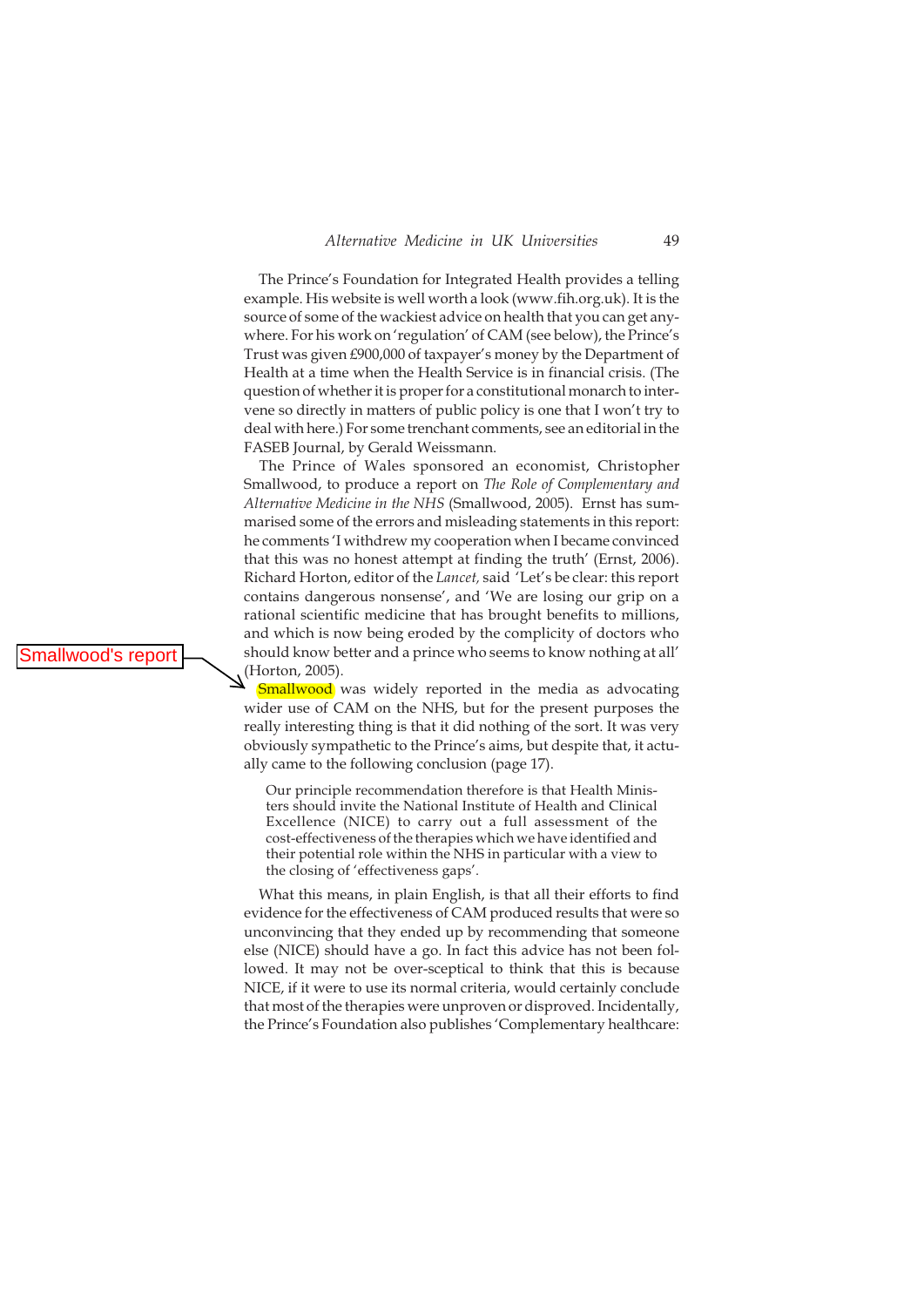The Prince's Foundation for Integrated Health provides a telling example. His website is well worth a look (www.fih.org.uk). It is the source of some of the wackiest advice on health that you can get anywhere. For his work on 'regulation' of CAM (see below), the Prince's Trust was given £900,000 of taxpayer's money by the Department of Health at a time when the Health Service is in financial crisis. (The question of whether it is proper for a constitutional monarch to intervene so directly in matters of public policy is one that I won't try to deal with here.) For some trenchant comments, see an editorial in the FASEB Journal, by Gerald Weissmann.

The Prince of Wales sponsored an economist, Christopher Smallwood, to produce a report on *The Role of Complementary and Alternative Medicine in the NHS* (Smallwood, 2005). Ernst has summarised some of the errors and misleading statements in this report: he comments 'I withdrew my cooperation when I became convinced that this was no honest attempt at finding the truth' (Ernst, 2006). Richard Horton, editor of the *Lancet,* said 'Let's be clear: this report contains dangerous nonsense', and 'We are losing our grip on a rational scientific medicine that has brought benefits to millions, and which is now being eroded by the complicity of doctors who should know better and a prince who seems to know nothing at all' (Horton, 2005).

Smallwood's report

Smallwood was widely reported in the media as advocating wider use of CAM on the NHS, but for the present purposes the really interesting thing is that it did nothing of the sort. It was very obviously sympathetic to the Prince's aims, but despite that, it actually came to the following conclusion (page 17).

> Our principle recommendation therefore is that Health Ministers should invite the National Institute of Health and Clinical Excellence (NICE) to carry out a full assessment of the cost-effectiveness of the therapies which we have identified and their potential role within the NHS in particular with a view to the closing of 'effectiveness gaps'.

What this means, in plain English, is that all their efforts to find evidence for the effectiveness of CAM produced results that were so unconvincing that they ended up by recommending that someone else (NICE) should have a go. In fact this advice has not been followed. It may not be over-sceptical to think that this is because NICE, if it were to use its normal criteria, would certainly conclude that most of the therapies were unproven or disproved. Incidentally, the Prince's Foundation also publishes 'Complementary healthcare: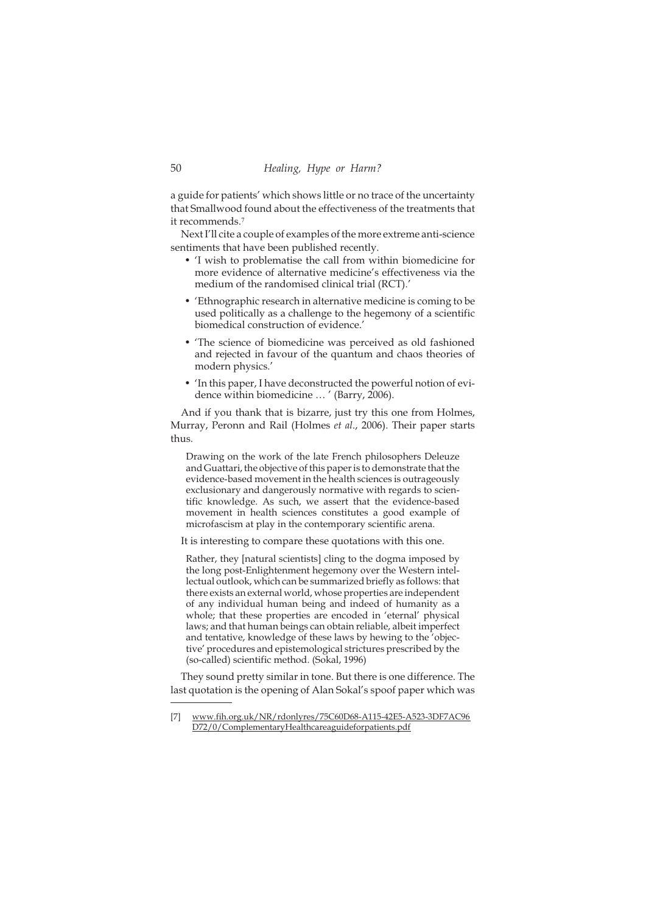a guide for patients' which shows little or no trace of the uncertainty that Smallwood found about the effectiveness of the treatments that it recommends.[7]

Next I'll cite a couple of examples of the more extreme anti-science sentiments that have been published recently.

- 'I wish to problematise the call from within biomedicine for more evidence of alternative medicine's effectiveness via the medium of the randomised clinical trial (RCT).'
- 'Ethnographic research in alternative medicine is coming to be used politically as a challenge to the hegemony of a scientific biomedical construction of evidence.'
- 'The science of biomedicine was perceived as old fashioned and rejected in favour of the quantum and chaos theories of modern physics.'
- 'In this paper, I have deconstructed the powerful notion of evidence within biomedicine … ' (Barry, 2006).

And if you thank that is bizarre, just try this one from Holmes, Murray, Peronn and Rail (Holmes *et al.*, 2006). Their paper starts thus.

> Drawing on the work of the late French philosophers Deleuze and Guattari, the objective of this paper is to demonstrate that the evidence-based movement in the health sciences is outrageously exclusionary and dangerously normative with regards to scientific knowledge. As such, we assert that the evidence-based movement in health sciences constitutes a good example of microfascism at play in the contemporary scientific arena.

It is interesting to compare these quotations with this one.

> Rather, they [natural scientists] cling to the dogma imposed by the long post-Enlightenment hegemony over the Western intellectual outlook, which can be summarized briefly as follows: that there exists an external world, whose properties are independent of any individual human being and indeed of humanity as a whole; that these properties are encoded in 'eternal' physical laws; and that human beings can obtain reliable, albeit imperfect and tentative, knowledge of these laws by hewing to the 'objective' procedures and epistemological strictures prescribed by the (so-called) scientific method. (Sokal, 1996)

They sound pretty similar in tone. But there is one difference. The last quotation is the opening of Alan Sokal's spoof paper which was

---

[7] www.fih.org.uk/NR/rdonlyres/75C60D68-A115-42E5-A523-3DF7AC96D72/0/ComplementaryHealthcareaguideforpatients.pdf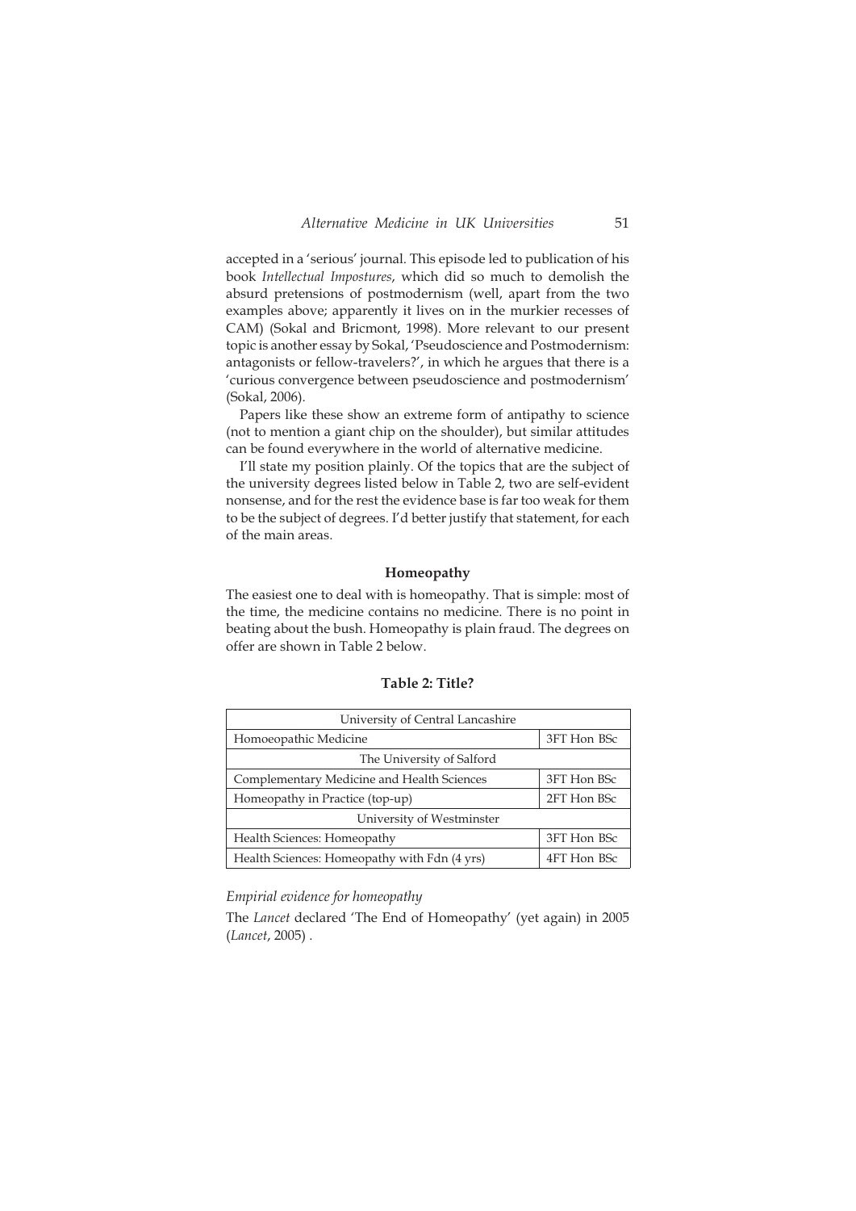accepted in a 'serious' journal. This episode led to publication of his book *Intellectual Impostures*, which did so much to demolish the absurd pretensions of postmodernism (well, apart from the two examples above; apparently it lives on in the murkier recesses of CAM) (Sokal and Bricmont, 1998). More relevant to our present topic is another essay by Sokal, 'Pseudoscience and Postmodernism: antagonists or fellow-travelers?', in which he argues that there is a 'curious convergence between pseudoscience and postmodernism' (Sokal, 2006).

Papers like these show an extreme form of antipathy to science (not to mention a giant chip on the shoulder), but similar attitudes can be found everywhere in the world of alternative medicine.

I'll state my position plainly. Of the topics that are the subject of the university degrees listed below in Table 2, two are self-evident nonsense, and for the rest the evidence base is far too weak for them to be the subject of degrees. I'd better justify that statement, for each of the main areas.

### Homeopathy

The easiest one to deal with is homeopathy. That is simple: most of the time, the medicine contains no medicine. There is no point in beating about the bush. Homeopathy is plain fraud. The degrees on offer are shown in Table 2 below.

**Table 2: Title?**

| University of Central Lancashire | |
|---|---|
| Homoeopathic Medicine | 3FT Hon BSc |
| The University of Salford | |
| Complementary Medicine and Health Sciences | 3FT Hon BSc |
| Homeopathy in Practice (top-up) | 2FT Hon BSc |
| University of Westminster | |
| Health Sciences: Homeopathy | 3FT Hon BSc |
| Health Sciences: Homeopathy with Fdn (4 yrs) | 4FT Hon BSc |

*Empirial evidence for homeopathy*

The *Lancet* declared 'The End of Homeopathy' (yet again) in 2005 (*Lancet*, 2005) .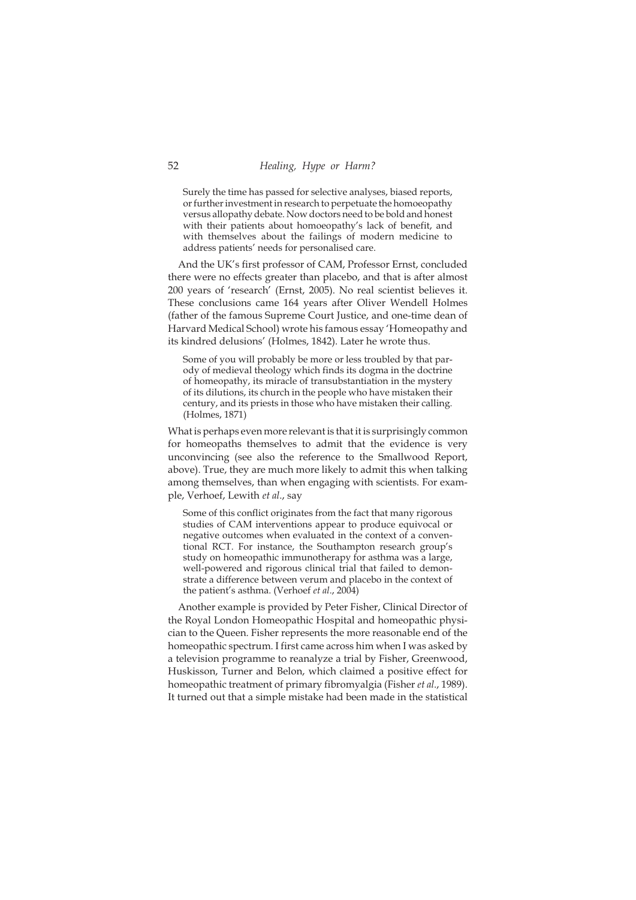> Surely the time has passed for selective analyses, biased reports, or further investment in research to perpetuate the homoeopathy versus allopathy debate. Now doctors need to be bold and honest with their patients about homoeopathy's lack of benefit, and with themselves about the failings of modern medicine to address patients' needs for personalised care.

And the UK's first professor of CAM, Professor Ernst, concluded there were no effects greater than placebo, and that is after almost 200 years of 'research' (Ernst, 2005). No real scientist believes it. These conclusions came 164 years after Oliver Wendell Holmes (father of the famous Supreme Court Justice, and one-time dean of Harvard Medical School) wrote his famous essay 'Homeopathy and its kindred delusions' (Holmes, 1842). Later he wrote thus.

> Some of you will probably be more or less troubled by that parody of medieval theology which finds its dogma in the doctrine of homeopathy, its miracle of transubstantiation in the mystery of its dilutions, its church in the people who have mistaken their century, and its priests in those who have mistaken their calling. (Holmes, 1871)

What is perhaps even more relevant is that it is surprisingly common for homeopaths themselves to admit that the evidence is very unconvincing (see also the reference to the Smallwood Report, above). True, they are much more likely to admit this when talking among themselves, than when engaging with scientists. For example, Verhoef, Lewith *et al.*, say

> Some of this conflict originates from the fact that many rigorous studies of CAM interventions appear to produce equivocal or negative outcomes when evaluated in the context of a conventional RCT. For instance, the Southampton research group's study on homeopathic immunotherapy for asthma was a large, well-powered and rigorous clinical trial that failed to demonstrate a difference between verum and placebo in the context of the patient's asthma. (Verhoef *et al.*, 2004)

Another example is provided by Peter Fisher, Clinical Director of the Royal London Homeopathic Hospital and homeopathic physician to the Queen. Fisher represents the more reasonable end of the homeopathic spectrum. I first came across him when I was asked by a television programme to reanalyze a trial by Fisher, Greenwood, Huskisson, Turner and Belon, which claimed a positive effect for homeopathic treatment of primary fibromyalgia (Fisher *et al.*, 1989). It turned out that a simple mistake had been made in the statistical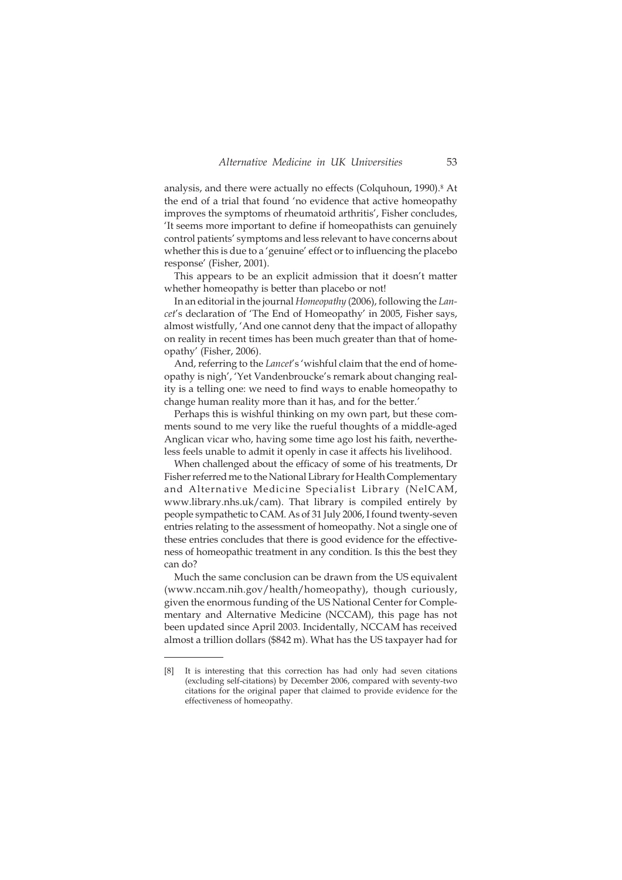analysis, and there were actually no effects (Colquhoun, 1990).[8] At the end of a trial that found 'no evidence that active homeopathy improves the symptoms of rheumatoid arthritis', Fisher concludes, 'It seems more important to define if homeopathists can genuinely control patients' symptoms and less relevant to have concerns about whether this is due to a 'genuine' effect or to influencing the placebo response' (Fisher, 2001).

This appears to be an explicit admission that it doesn't matter whether homeopathy is better than placebo or not!

In an editorial in the journal *Homeopathy* (2006), following the *Lancet*'s declaration of 'The End of Homeopathy' in 2005, Fisher says, almost wistfully, 'And one cannot deny that the impact of allopathy on reality in recent times has been much greater than that of homeopathy' (Fisher, 2006).

And, referring to the *Lancet*'s 'wishful claim that the end of homeopathy is nigh', 'Yet Vandenbroucke's remark about changing reality is a telling one: we need to find ways to enable homeopathy to change human reality more than it has, and for the better.'

Perhaps this is wishful thinking on my own part, but these comments sound to me very like the rueful thoughts of a middle-aged Anglican vicar who, having some time ago lost his faith, nevertheless feels unable to admit it openly in case it affects his livelihood.

When challenged about the efficacy of some of his treatments, Dr Fisher referred me to the National Library for Health Complementary and Alternative Medicine Specialist Library (NelCAM, www.library.nhs.uk/cam). That library is compiled entirely by people sympathetic to CAM. As of 31 July 2006, I found twenty-seven entries relating to the assessment of homeopathy. Not a single one of these entries concludes that there is good evidence for the effectiveness of homeopathic treatment in any condition. Is this the best they can do?

Much the same conclusion can be drawn from the US equivalent (www.nccam.nih.gov/health/homeopathy), though curiously, given the enormous funding of the US National Center for Complementary and Alternative Medicine (NCCAM), this page has not been updated since April 2003. Incidentally, NCCAM has received almost a trillion dollars ($842 m). What has the US taxpayer had for

---

[8] It is interesting that this correction has had only had seven citations (excluding self-citations) by December 2006, compared with seventy-two citations for the original paper that claimed to provide evidence for the effectiveness of homeopathy.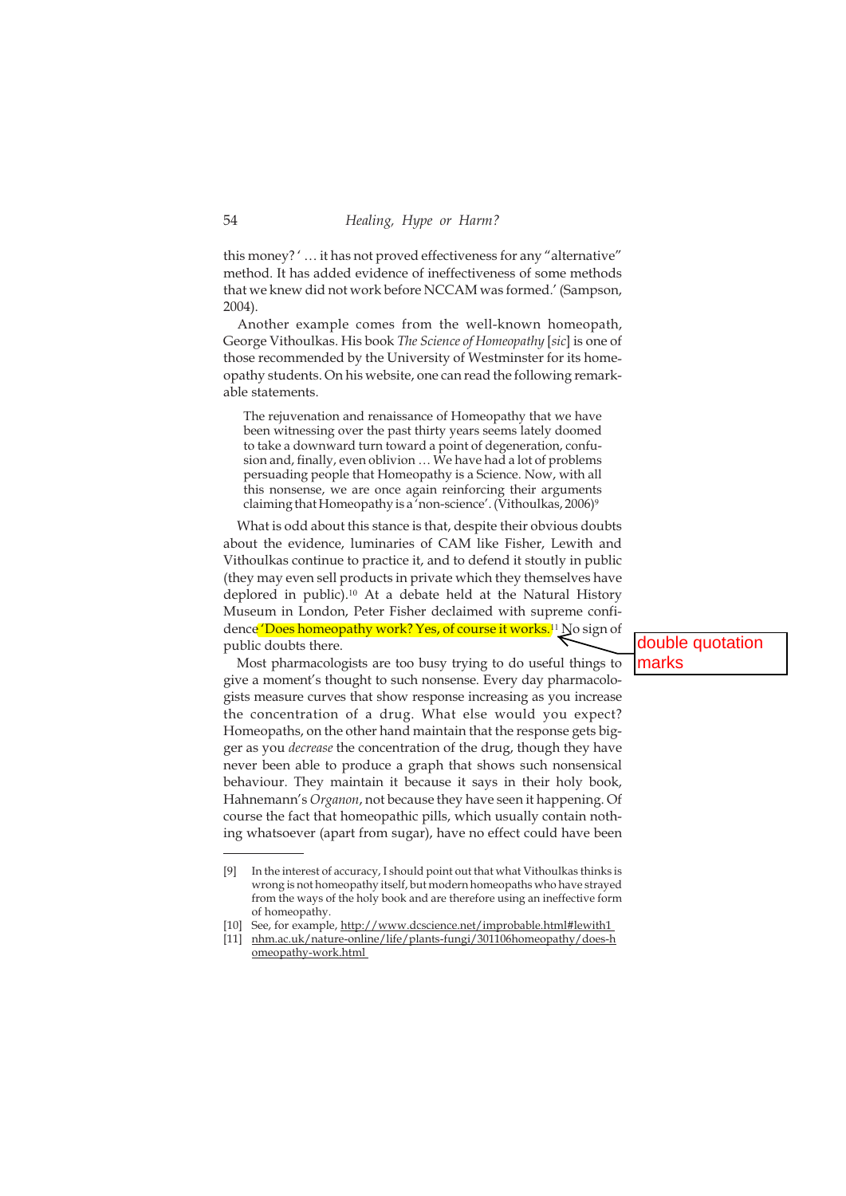this money? ' … it has not proved effectiveness for any "alternative" method. It has added evidence of ineffectiveness of some methods that we knew did not work before NCCAM was formed.' (Sampson, 2004).

Another example comes from the well-known homeopath, George Vithoulkas. His book *The Science of Homeopathy* [*sic*] is one of those recommended by the University of Westminster for its homeopathy students. On his website, one can read the following remarkable statements.

> The rejuvenation and renaissance of Homeopathy that we have been witnessing over the past thirty years seems lately doomed to take a downward turn toward a point of degeneration, confusion and, finally, even oblivion … We have had a lot of problems persuading people that Homeopathy is a Science. Now, with all this nonsense, we are once again reinforcing their arguments claiming that Homeopathy is a 'non-science'. (Vithoulkas, 2006)[9]

What is odd about this stance is that, despite their obvious doubts about the evidence, luminaries of CAM like Fisher, Lewith and Vithoulkas continue to practice it, and to defend it stoutly in public (they may even sell products in private which they themselves have deplored in public).[10] At a debate held at the Natural History Museum in London, Peter Fisher declaimed with supreme confidence 'Does homeopathy work? Yes, of course it works.'[11] No sign of public doubts there.

double quotation marks

Most pharmacologists are too busy trying to do useful things to give a moment's thought to such nonsense. Every day pharmacologists measure curves that show response increasing as you increase the concentration of a drug. What else would you expect? Homeopaths, on the other hand maintain that the response gets bigger as you *decrease* the concentration of the drug, though they have never been able to produce a graph that shows such nonsensical behaviour. They maintain it because it says in their holy book, Hahnemann's *Organon*, not because they have seen it happening. Of course the fact that homeopathic pills, which usually contain nothing whatsoever (apart from sugar), have no effect could have been

---

[9] In the interest of accuracy, I should point out that what Vithoulkas thinks is wrong is not homeopathy itself, but modern homeopaths who have strayed from the ways of the holy book and are therefore using an ineffective form of homeopathy.

[10] See, for example, http://www.dcscience.net/improbable.html#lewith1

[11] nhm.ac.uk/nature-online/life/plants-fungi/301106homeopathy/does-homeopathy-work.html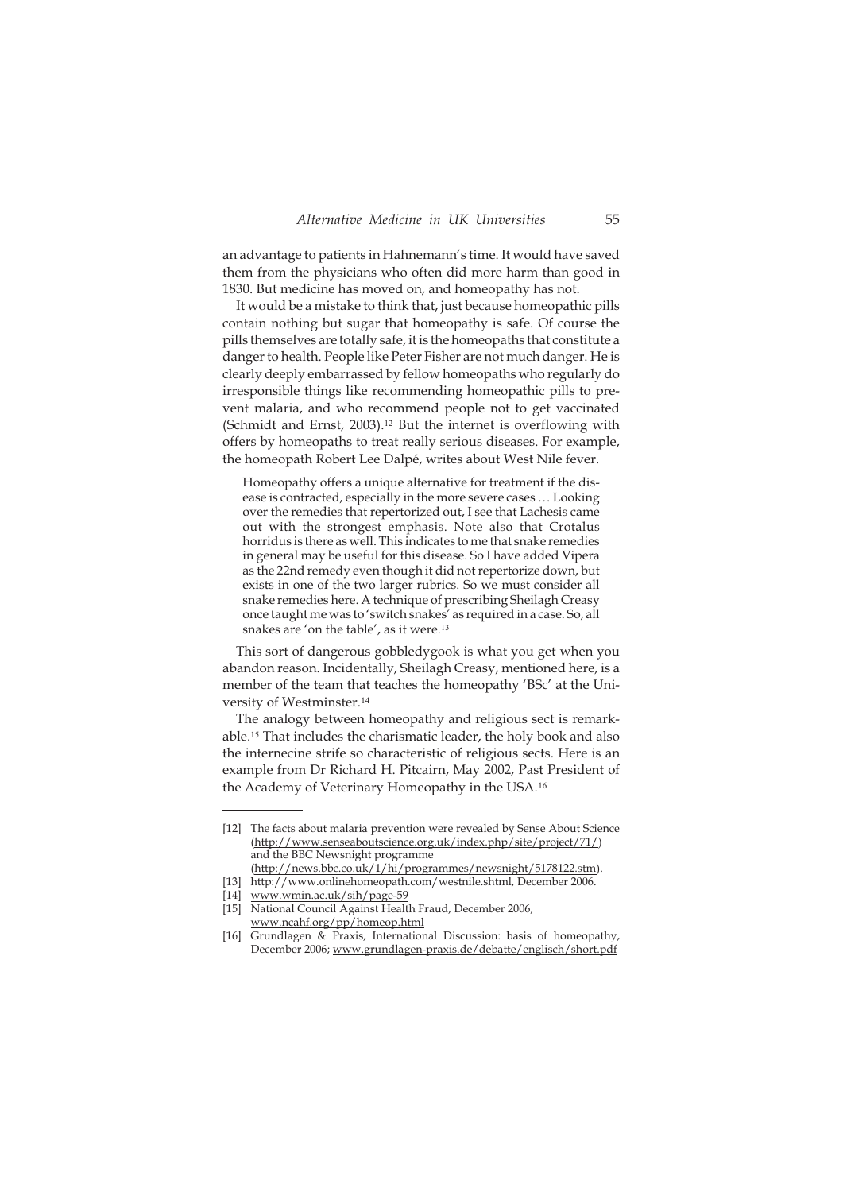an advantage to patients in Hahnemann's time. It would have saved them from the physicians who often did more harm than good in 1830. But medicine has moved on, and homeopathy has not.

It would be a mistake to think that, just because homeopathic pills contain nothing but sugar that homeopathy is safe. Of course the pills themselves are totally safe, it is the homeopaths that constitute a danger to health. People like Peter Fisher are not much danger. He is clearly deeply embarrassed by fellow homeopaths who regularly do irresponsible things like recommending homeopathic pills to prevent malaria, and who recommend people not to get vaccinated (Schmidt and Ernst, 2003).[12] But the internet is overflowing with offers by homeopaths to treat really serious diseases. For example, the homeopath Robert Lee Dalpé, writes about West Nile fever.

> Homeopathy offers a unique alternative for treatment if the disease is contracted, especially in the more severe cases … Looking over the remedies that repertorized out, I see that Lachesis came out with the strongest emphasis. Note also that Crotalus horridus is there as well. This indicates to me that snake remedies in general may be useful for this disease. So I have added Vipera as the 22nd remedy even though it did not repertorize down, but exists in one of the two larger rubrics. So we must consider all snake remedies here. A technique of prescribing Sheilagh Creasy once taught me was to 'switch snakes' as required in a case. So, all snakes are 'on the table', as it were.[13]

This sort of dangerous gobbledygook is what you get when you abandon reason. Incidentally, Sheilagh Creasy, mentioned here, is a member of the team that teaches the homeopathy 'BSc' at the University of Westminster.[14]

The analogy between homeopathy and religious sect is remarkable.[15] That includes the charismatic leader, the holy book and also the internecine strife so characteristic of religious sects. Here is an example from Dr Richard H. Pitcairn, May 2002, Past President of the Academy of Veterinary Homeopathy in the USA.[16]

---

[12] The facts about malaria prevention were revealed by Sense About Science (http://www.senseaboutscience.org.uk/index.php/site/project/71/) and the BBC Newsnight programme (http://news.bbc.co.uk/1/hi/programmes/newsnight/5178122.stm).

[13] http://www.onlinehomeopath.com/westnile.shtml, December 2006.

[14] www.wmin.ac.uk/sih/page-59

[15] National Council Against Health Fraud, December 2006, www.ncahf.org/pp/homeop.html

[16] Grundlagen & Praxis, International Discussion: basis of homeopathy, December 2006; www.grundlagen-praxis.de/debatte/englisch/short.pdf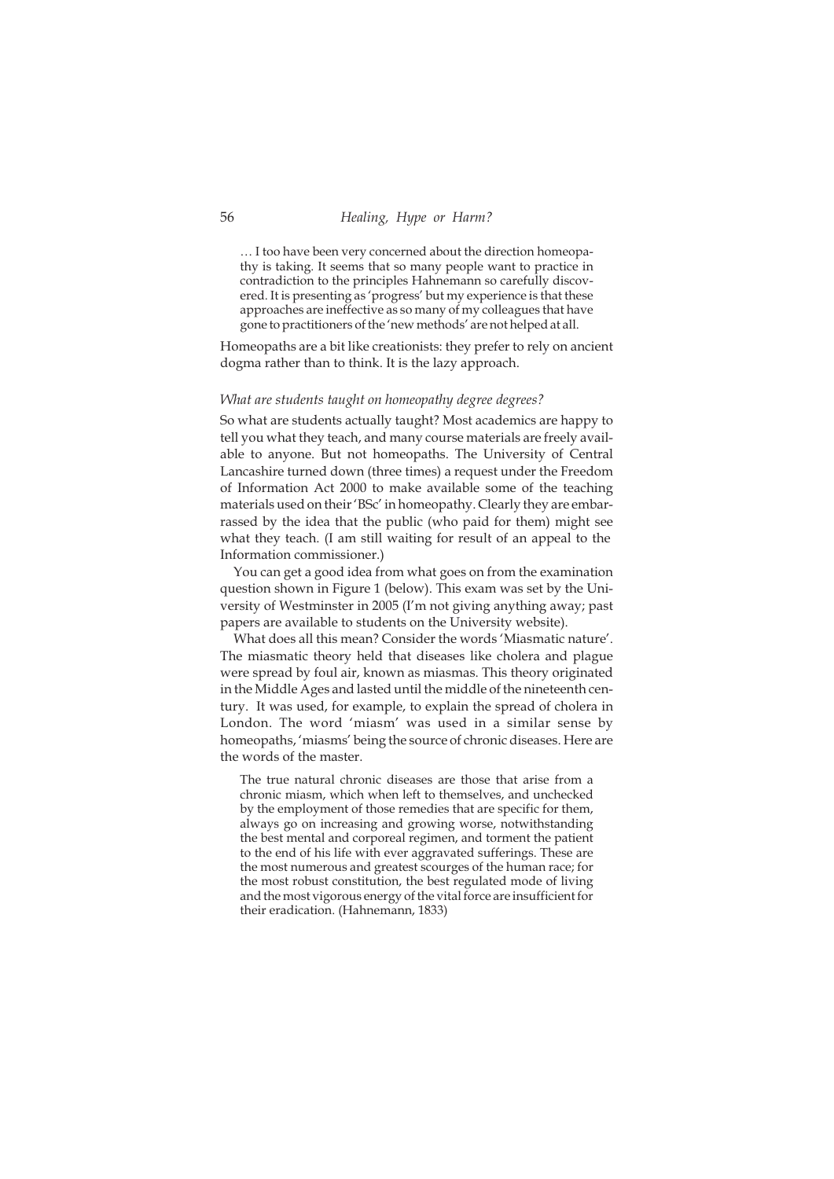… I too have been very concerned about the direction homeopathy is taking. It seems that so many people want to practice in contradiction to the principles Hahnemann so carefully discovered. It is presenting as 'progress' but my experience is that these approaches are ineffective as so many of my colleagues that have gone to practitioners of the 'new methods' are not helped at all.

Homeopaths are a bit like creationists: they prefer to rely on ancient dogma rather than to think. It is the lazy approach.

### *What are students taught on homeopathy degree degrees?*

So what are students actually taught? Most academics are happy to tell you what they teach, and many course materials are freely available to anyone. But not homeopaths. The University of Central Lancashire turned down (three times) a request under the Freedom of Information Act 2000 to make available some of the teaching materials used on their 'BSc' in homeopathy. Clearly they are embarrassed by the idea that the public (who paid for them) might see what they teach. (I am still waiting for result of an appeal to the Information commissioner.)

You can get a good idea from what goes on from the examination question shown in Figure 1 (below). This exam was set by the University of Westminster in 2005 (I'm not giving anything away; past papers are available to students on the University website).

What does all this mean? Consider the words 'Miasmatic nature'. The miasmatic theory held that diseases like cholera and plague were spread by foul air, known as miasmas. This theory originated in the Middle Ages and lasted until the middle of the nineteenth century. It was used, for example, to explain the spread of cholera in London. The word 'miasm' was used in a similar sense by homeopaths, 'miasms' being the source of chronic diseases. Here are the words of the master.

> The true natural chronic diseases are those that arise from a chronic miasm, which when left to themselves, and unchecked by the employment of those remedies that are specific for them, always go on increasing and growing worse, notwithstanding the best mental and corporeal regimen, and torment the patient to the end of his life with ever aggravated sufferings. These are the most numerous and greatest scourges of the human race; for the most robust constitution, the best regulated mode of living and the most vigorous energy of the vital force are insufficient for their eradication. (Hahnemann, 1833)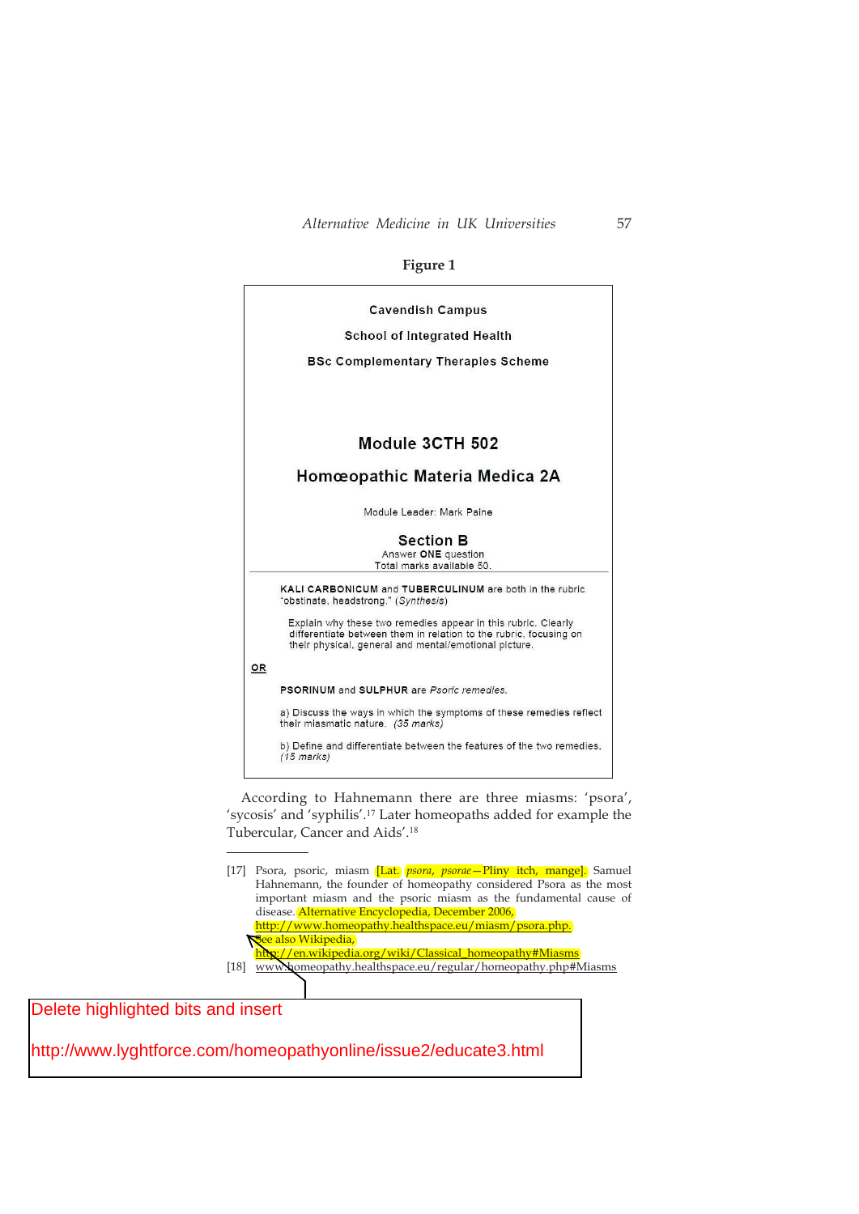**Figure 1**

> Cavendish Campus
>
> School of Integrated Health
>
> BSc Complementary Therapies Scheme
>
> ## Module 3CTH 502
>
> ## Homœopathic Materia Medica 2A
>
> Module Leader: Mark Paine
>
> ### Section B
>
> Answer **ONE** question
> Total marks available 50.
>
> ---
>
> **KALI CARBONICUM** and **TUBERCULINUM** are both in the rubric "obstinate, headstrong." (*Synthesis*)
>
> Explain why these two remedies appear in this rubric. Clearly differentiate between them in relation to the rubric, focusing on their physical, general and mental/emotional picture.
>
> **OR**
>
> **PSORINUM** and **SULPHUR** are *Psoric remedies.*
>
> a) Discuss the ways in which the symptoms of these remedies reflect their miasmatic nature. *(35 marks)*
>
> b) Define and differentiate between the features of the two remedies. *(15 marks)*

According to Hahnemann there are three miasms: 'psora', 'sycosis' and 'syphilis'.[17] Later homeopaths added for example the Tubercular, Cancer and Aids'.[18]

---

[17] Psora, psoric, miasm [Lat. *psora, psorae*—Pliny itch, mange]. Samuel Hahnemann, the founder of homeopathy considered Psora as the most important miasm and the psoric miasm as the fundamental cause of disease. Alternative Encyclopedia, December 2006, http://www.homeopathy.healthspace.eu/miasm/psora.php. See also Wikipedia, http://en.wikipedia.org/wiki/Classical_homeopathy#Miasms

[18] www.homeopathy.healthspace.eu/regular/homeopathy.php#Miasms

Delete highlighted bits and insert

http://www.lyghtforce.com/homeopathyonline/issue2/educate3.html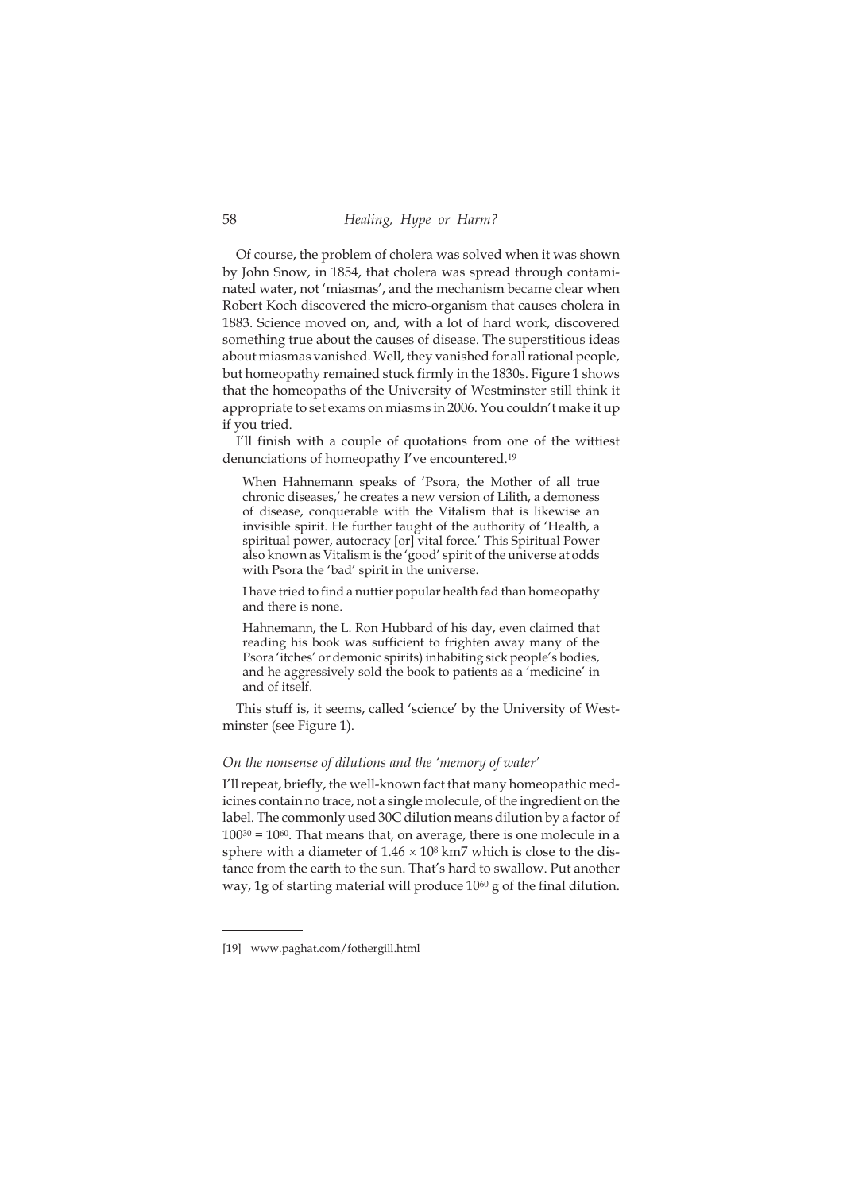Of course, the problem of cholera was solved when it was shown by John Snow, in 1854, that cholera was spread through contaminated water, not 'miasmas', and the mechanism became clear when Robert Koch discovered the micro-organism that causes cholera in 1883. Science moved on, and, with a lot of hard work, discovered something true about the causes of disease. The superstitious ideas about miasmas vanished. Well, they vanished for all rational people, but homeopathy remained stuck firmly in the 1830s. Figure 1 shows that the homeopaths of the University of Westminster still think it appropriate to set exams on miasms in 2006. You couldn't make it up if you tried.

I'll finish with a couple of quotations from one of the wittiest denunciations of homeopathy I've encountered.[19]

> When Hahnemann speaks of 'Psora, the Mother of all true chronic diseases,' he creates a new version of Lilith, a demoness of disease, conquerable with the Vitalism that is likewise an invisible spirit. He further taught of the authority of 'Health, a spiritual power, autocracy [or] vital force.' This Spiritual Power also known as Vitalism is the 'good' spirit of the universe at odds with Psora the 'bad' spirit in the universe.
>
> I have tried to find a nuttier popular health fad than homeopathy and there is none.
>
> Hahnemann, the L. Ron Hubbard of his day, even claimed that reading his book was sufficient to frighten away many of the Psora 'itches' or demonic spirits) inhabiting sick people's bodies, and he aggressively sold the book to patients as a 'medicine' in and of itself.

This stuff is, it seems, called 'science' by the University of Westminster (see Figure 1).

### *On the nonsense of dilutions and the 'memory of water'*

I'll repeat, briefly, the well-known fact that many homeopathic medicines contain no trace, not a single molecule, of the ingredient on the label. The commonly used 30C dilution means dilution by a factor of $100^{30} = 10^{60}$. That means that, on average, there is one molecule in a sphere with a diameter of $1.46 \times 10^{8}$ km7 which is close to the distance from the earth to the sun. That's hard to swallow. Put another way, 1g of starting material will produce $10^{60}$ g of the final dilution.

---

[19] www.paghat.com/fothergill.html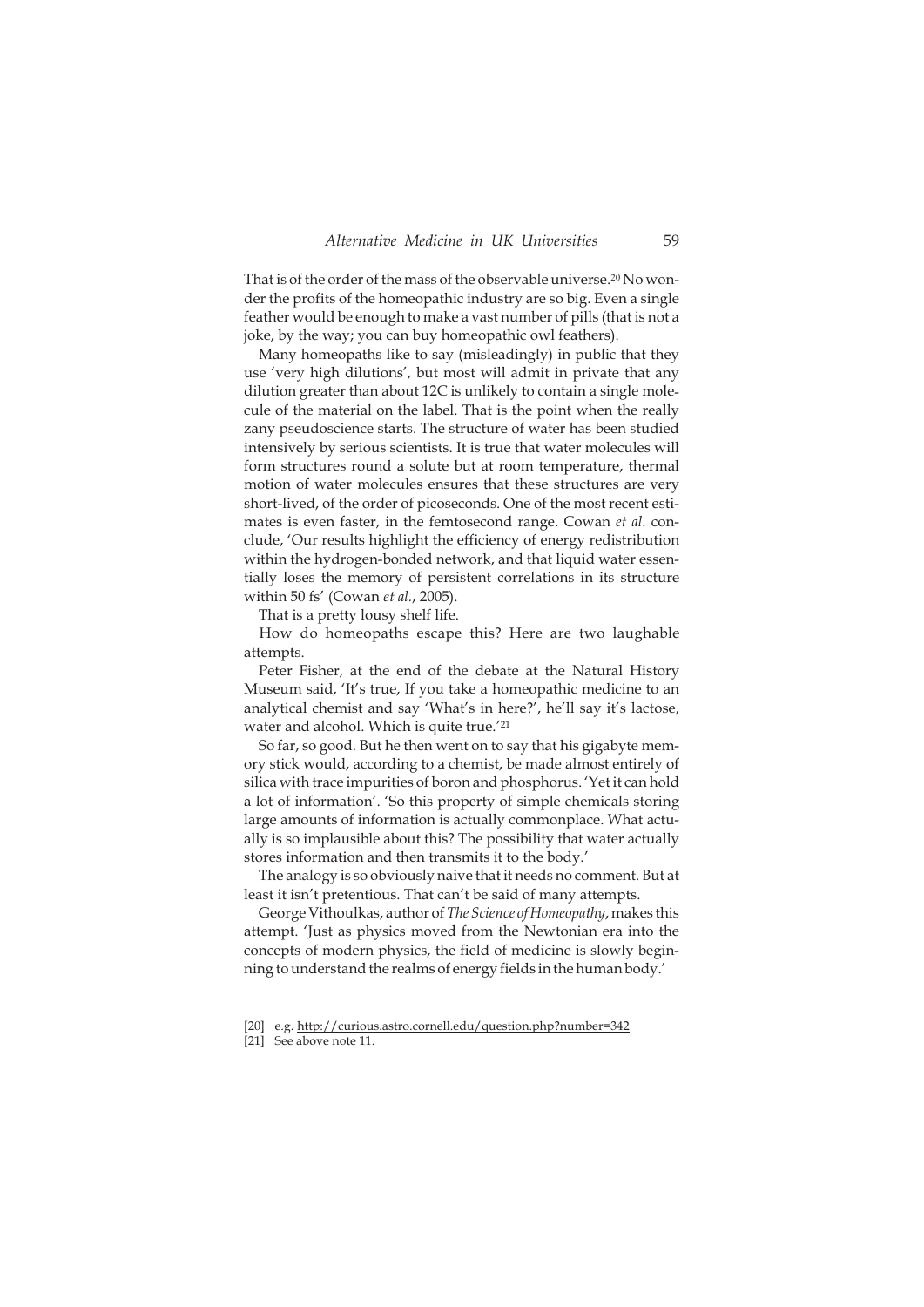That is of the order of the mass of the observable universe.[20] No wonder the profits of the homeopathic industry are so big. Even a single feather would be enough to make a vast number of pills (that is not a joke, by the way; you can buy homeopathic owl feathers).

Many homeopaths like to say (misleadingly) in public that they use 'very high dilutions', but most will admit in private that any dilution greater than about 12C is unlikely to contain a single molecule of the material on the label. That is the point when the really zany pseudoscience starts. The structure of water has been studied intensively by serious scientists. It is true that water molecules will form structures round a solute but at room temperature, thermal motion of water molecules ensures that these structures are very short-lived, of the order of picoseconds. One of the most recent estimates is even faster, in the femtosecond range. Cowan *et al.* conclude, 'Our results highlight the efficiency of energy redistribution within the hydrogen-bonded network, and that liquid water essentially loses the memory of persistent correlations in its structure within 50 fs' (Cowan *et al.*, 2005).

That is a pretty lousy shelf life.

How do homeopaths escape this? Here are two laughable attempts.

Peter Fisher, at the end of the debate at the Natural History Museum said, 'It's true, If you take a homeopathic medicine to an analytical chemist and say 'What's in here?', he'll say it's lactose, water and alcohol. Which is quite true.'[21]

So far, so good. But he then went on to say that his gigabyte memory stick would, according to a chemist, be made almost entirely of silica with trace impurities of boron and phosphorus. 'Yet it can hold a lot of information'. 'So this property of simple chemicals storing large amounts of information is actually commonplace. What actually is so implausible about this? The possibility that water actually stores information and then transmits it to the body.'

The analogy is so obviously naive that it needs no comment. But at least it isn't pretentious. That can't be said of many attempts.

George Vithoulkas, author of *The Science of Homeopathy*, makes this attempt. 'Just as physics moved from the Newtonian era into the concepts of modern physics, the field of medicine is slowly beginning to understand the realms of energy fields in the human body.'

---

[20] e.g. http://curious.astro.cornell.edu/question.php?number=342

[21] See above note 11.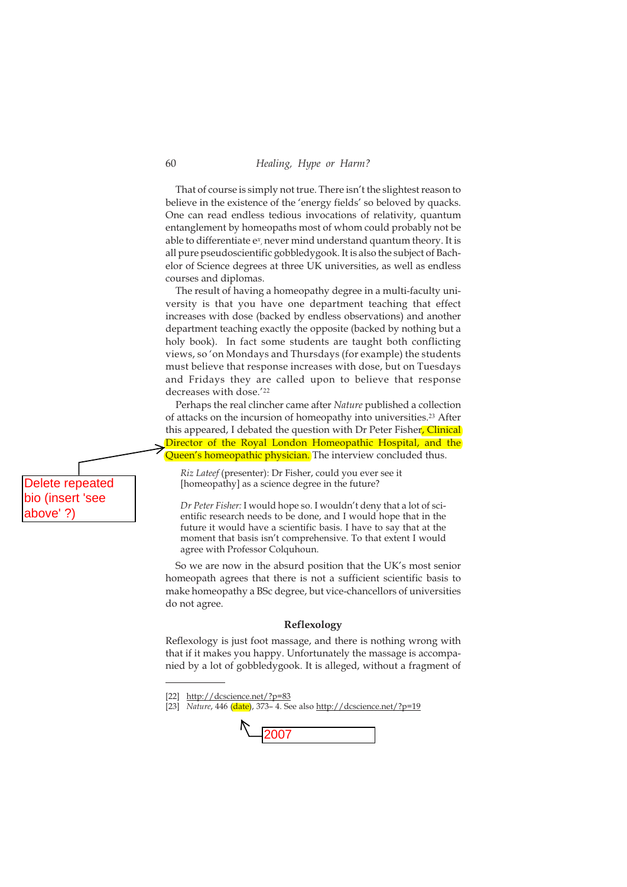That of course is simply not true. There isn't the slightest reason to believe in the existence of the 'energy fields' so beloved by quacks. One can read endless tedious invocations of relativity, quantum entanglement by homeopaths most of whom could probably not be able to differentiate $e^x$, never mind understand quantum theory. It is all pure pseudoscientific gobbledygook. It is also the subject of Bachelor of Science degrees at three UK universities, as well as endless courses and diplomas.

The result of having a homeopathy degree in a multi-faculty university is that you have one department teaching that effect increases with dose (backed by endless observations) and another department teaching exactly the opposite (backed by nothing but a holy book). In fact some students are taught both conflicting views, so 'on Mondays and Thursdays (for example) the students must believe that response increases with dose, but on Tuesdays and Fridays they are called upon to believe that response decreases with dose.'[22]

Perhaps the real clincher came after *Nature* published a collection of attacks on the incursion of homeopathy into universities.[23] After this appeared, I debated the question with Dr Peter Fisher, Clinical Director of the Royal London Homeopathic Hospital, and the Queen's homeopathic physician. The interview concluded thus.

> *Riz Lateef* (presenter): Dr Fisher, could you ever see it [homeopathy] as a science degree in the future?
>
> *Dr Peter Fisher:* I would hope so. I wouldn't deny that a lot of scientific research needs to be done, and I would hope that in the future it would have a scientific basis. I have to say that at the moment that basis isn't comprehensive. To that extent I would agree with Professor Colquhoun.

So we are now in the absurd position that the UK's most senior homeopath agrees that there is not a sufficient scientific basis to make homeopathy a BSc degree, but vice-chancellors of universities do not agree.

Delete repeated bio (insert 'see above' ?)

### Reflexology

Reflexology is just foot massage, and there is nothing wrong with that if it makes you happy. Unfortunately the massage is accompanied by a lot of gobbledygook. It is alleged, without a fragment of

---

[22] http://dcscience.net/?p=83

[23] *Nature*, 446 (date), 373– 4. See also http://dcscience.net/?p=19

2007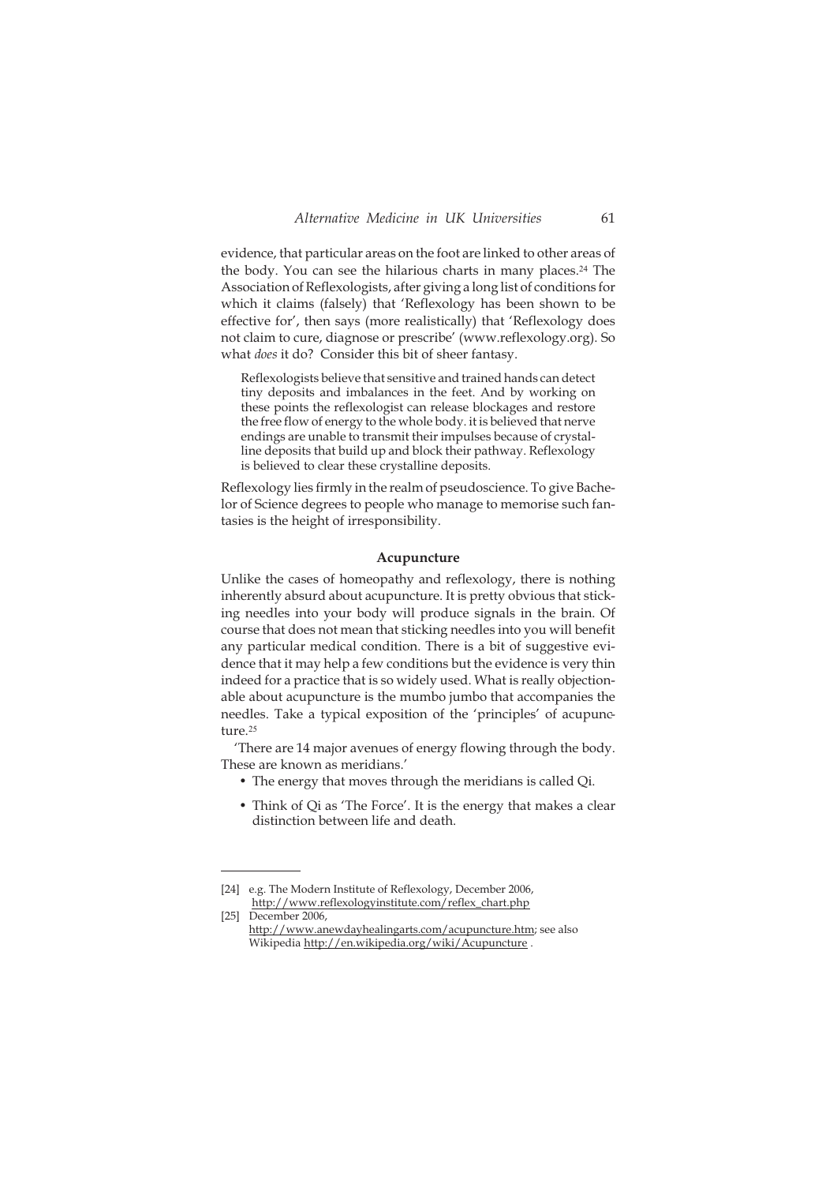evidence, that particular areas on the foot are linked to other areas of the body. You can see the hilarious charts in many places.[24] The Association of Reflexologists, after giving a long list of conditions for which it claims (falsely) that 'Reflexology has been shown to be effective for', then says (more realistically) that 'Reflexology does not claim to cure, diagnose or prescribe' (www.reflexology.org). So what *does* it do? Consider this bit of sheer fantasy.

> Reflexologists believe that sensitive and trained hands can detect tiny deposits and imbalances in the feet. And by working on these points the reflexologist can release blockages and restore the free flow of energy to the whole body. it is believed that nerve endings are unable to transmit their impulses because of crystalline deposits that build up and block their pathway. Reflexology is believed to clear these crystalline deposits.

Reflexology lies firmly in the realm of pseudoscience. To give Bachelor of Science degrees to people who manage to memorise such fantasies is the height of irresponsibility.

### Acupuncture

Unlike the cases of homeopathy and reflexology, there is nothing inherently absurd about acupuncture. It is pretty obvious that sticking needles into your body will produce signals in the brain. Of course that does not mean that sticking needles into you will benefit any particular medical condition. There is a bit of suggestive evidence that it may help a few conditions but the evidence is very thin indeed for a practice that is so widely used. What is really objectionable about acupuncture is the mumbo jumbo that accompanies the needles. Take a typical exposition of the 'principles' of acupuncture.[25]

'There are 14 major avenues of energy flowing through the body. These are known as meridians.'

- The energy that moves through the meridians is called Qi.
- Think of Qi as 'The Force'. It is the energy that makes a clear distinction between life and death.

---

[24] e.g. The Modern Institute of Reflexology, December 2006, http://www.reflexologyinstitute.com/reflex_chart.php

[25] December 2006, http://www.anewdayhealingarts.com/acupuncture.htm; see also Wikipedia http://en.wikipedia.org/wiki/Acupuncture .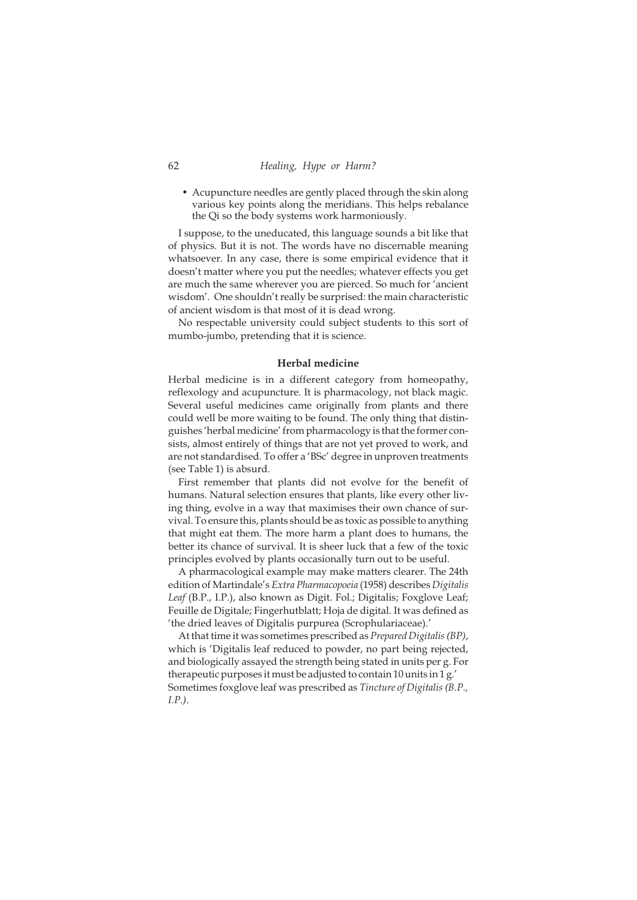- Acupuncture needles are gently placed through the skin along various key points along the meridians. This helps rebalance the Qi so the body systems work harmoniously.

I suppose, to the uneducated, this language sounds a bit like that of physics. But it is not. The words have no discernable meaning whatsoever. In any case, there is some empirical evidence that it doesn't matter where you put the needles; whatever effects you get are much the same wherever you are pierced. So much for 'ancient wisdom'. One shouldn't really be surprised: the main characteristic of ancient wisdom is that most of it is dead wrong.

No respectable university could subject students to this sort of mumbo-jumbo, pretending that it is science.

### Herbal medicine

Herbal medicine is in a different category from homeopathy, reflexology and acupuncture. It is pharmacology, not black magic. Several useful medicines came originally from plants and there could well be more waiting to be found. The only thing that distinguishes 'herbal medicine' from pharmacology is that the former consists, almost entirely of things that are not yet proved to work, and are not standardised. To offer a 'BSc' degree in unproven treatments (see Table 1) is absurd.

First remember that plants did not evolve for the benefit of humans. Natural selection ensures that plants, like every other living thing, evolve in a way that maximises their own chance of survival. To ensure this, plants should be as toxic as possible to anything that might eat them. The more harm a plant does to humans, the better its chance of survival. It is sheer luck that a few of the toxic principles evolved by plants occasionally turn out to be useful.

A pharmacological example may make matters clearer. The 24th edition of Martindale's *Extra Pharmacopoeia* (1958) describes *Digitalis Leaf* (B.P., I.P.), also known as Digit. Fol.; Digitalis; Foxglove Leaf; Feuille de Digitale; Fingerhutblatt; Hoja de digital. It was defined as 'the dried leaves of Digitalis purpurea (Scrophulariaceae).'

At that time it was sometimes prescribed as *Prepared Digitalis (BP)*, which is 'Digitalis leaf reduced to powder, no part being rejected, and biologically assayed the strength being stated in units per g. For therapeutic purposes it must be adjusted to contain 10 units in 1 g.' Sometimes foxglove leaf was prescribed as *Tincture of Digitalis (B.P., I.P.)*.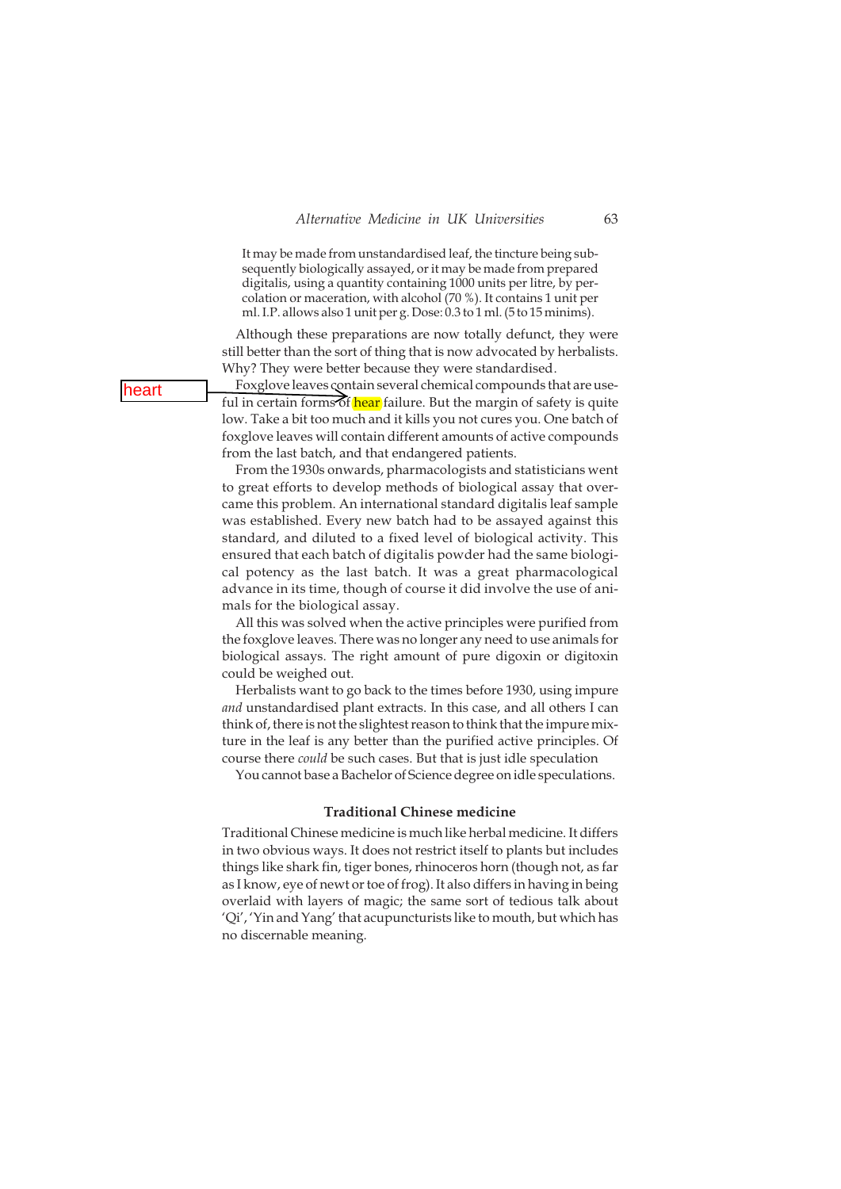It may be made from unstandardised leaf, the tincture being subsequently biologically assayed, or it may be made from prepared digitalis, using a quantity containing 1000 units per litre, by percolation or maceration, with alcohol (70 %). It contains 1 unit per ml. I.P. allows also 1 unit per g. Dose: 0.3 to 1 ml. (5 to 15 minims).

Although these preparations are now totally defunct, they were still better than the sort of thing that is now advocated by herbalists. Why? They were better because they were standardised.

Foxglove leaves contain several chemical compounds that are useful in certain forms of hear failure. But the margin of safety is quite low. Take a bit too much and it kills you not cures you. One batch of foxglove leaves will contain different amounts of active compounds from the last batch, and that endangered patients.

From the 1930s onwards, pharmacologists and statisticians went to great efforts to develop methods of biological assay that overcame this problem. An international standard digitalis leaf sample was established. Every new batch had to be assayed against this standard, and diluted to a fixed level of biological activity. This ensured that each batch of digitalis powder had the same biological potency as the last batch. It was a great pharmacological advance in its time, though of course it did involve the use of animals for the biological assay.

All this was solved when the active principles were purified from the foxglove leaves. There was no longer any need to use animals for biological assays. The right amount of pure digoxin or digitoxin could be weighed out.

Herbalists want to go back to the times before 1930, using impure *and* unstandardised plant extracts. In this case, and all others I can think of, there is not the slightest reason to think that the impure mixture in the leaf is any better than the purified active principles. Of course there *could* be such cases. But that is just idle speculation

You cannot base a Bachelor of Science degree on idle speculations.

### Traditional Chinese medicine

Traditional Chinese medicine is much like herbal medicine. It differs in two obvious ways. It does not restrict itself to plants but includes things like shark fin, tiger bones, rhinoceros horn (though not, as far as I know, eye of newt or toe of frog). It also differs in having in being overlaid with layers of magic; the same sort of tedious talk about 'Qi', 'Yin and Yang' that acupuncturists like to mouth, but which has no discernable meaning.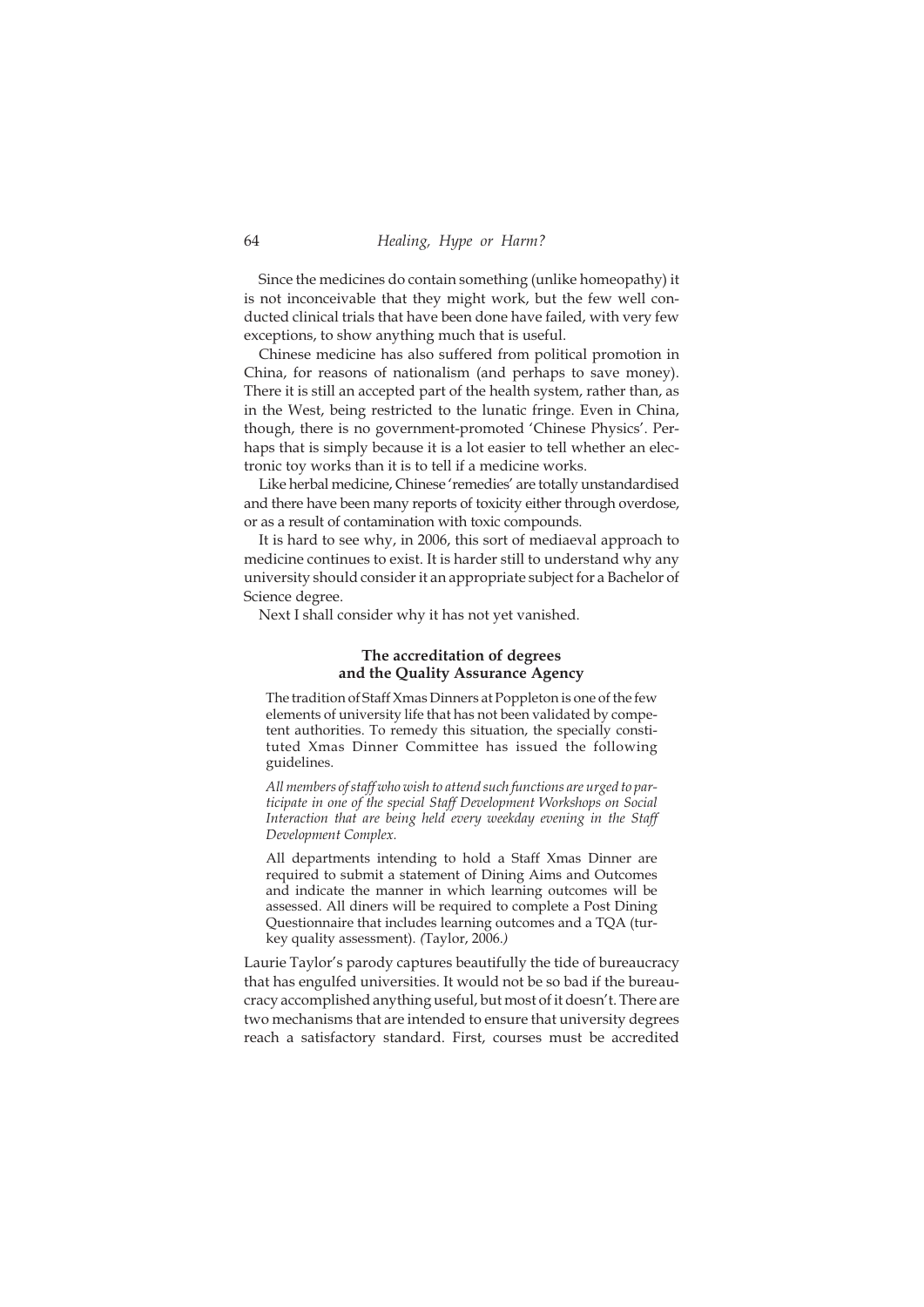Since the medicines do contain something (unlike homeopathy) it is not inconceivable that they might work, but the few well conducted clinical trials that have been done have failed, with very few exceptions, to show anything much that is useful.

Chinese medicine has also suffered from political promotion in China, for reasons of nationalism (and perhaps to save money). There it is still an accepted part of the health system, rather than, as in the West, being restricted to the lunatic fringe. Even in China, though, there is no government-promoted 'Chinese Physics'. Perhaps that is simply because it is a lot easier to tell whether an electronic toy works than it is to tell if a medicine works.

Like herbal medicine, Chinese 'remedies' are totally unstandardised and there have been many reports of toxicity either through overdose, or as a result of contamination with toxic compounds.

It is hard to see why, in 2006, this sort of mediaeval approach to medicine continues to exist. It is harder still to understand why any university should consider it an appropriate subject for a Bachelor of Science degree.

Next I shall consider why it has not yet vanished.

## The accreditation of degrees and the Quality Assurance Agency

> The tradition of Staff Xmas Dinners at Poppleton is one of the few elements of university life that has not been validated by competent authorities. To remedy this situation, the specially constituted Xmas Dinner Committee has issued the following guidelines.
>
> *All members of staff who wish to attend such functions are urged to participate in one of the special Staff Development Workshops on Social Interaction that are being held every weekday evening in the Staff Development Complex.*
>
> All departments intending to hold a Staff Xmas Dinner are required to submit a statement of Dining Aims and Outcomes and indicate the manner in which learning outcomes will be assessed. All diners will be required to complete a Post Dining Questionnaire that includes learning outcomes and a TQA (turkey quality assessment). (Taylor, 2006.)

Laurie Taylor's parody captures beautifully the tide of bureaucracy that has engulfed universities. It would not be so bad if the bureaucracy accomplished anything useful, but most of it doesn't. There are two mechanisms that are intended to ensure that university degrees reach a satisfactory standard. First, courses must be accredited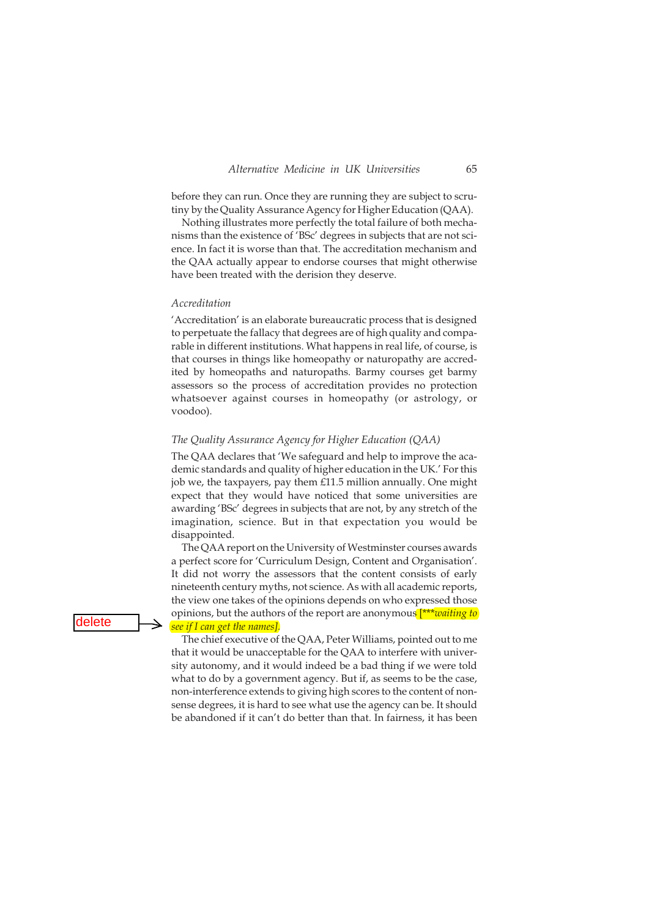before they can run. Once they are running they are subject to scrutiny by the Quality Assurance Agency for Higher Education (QAA).

Nothing illustrates more perfectly the total failure of both mechanisms than the existence of 'BSc' degrees in subjects that are not science. In fact it is worse than that. The accreditation mechanism and the QAA actually appear to endorse courses that might otherwise have been treated with the derision they deserve.

### *Accreditation*

'Accreditation' is an elaborate bureaucratic process that is designed to perpetuate the fallacy that degrees are of high quality and comparable in different institutions. What happens in real life, of course, is that courses in things like homeopathy or naturopathy are accredited by homeopaths and naturopaths. Barmy courses get barmy assessors so the process of accreditation provides no protection whatsoever against courses in homeopathy (or astrology, or voodoo).

### *The Quality Assurance Agency for Higher Education (QAA)*

The QAA declares that 'We safeguard and help to improve the academic standards and quality of higher education in the UK.' For this job we, the taxpayers, pay them £11.5 million annually. One might expect that they would have noticed that some universities are awarding 'BSc' degrees in subjects that are not, by any stretch of the imagination, science. But in that expectation you would be disappointed.

The QAA report on the University of Westminster courses awards a perfect score for 'Curriculum Design, Content and Organisation'. It did not worry the assessors that the content consists of early nineteenth century myths, not science. As with all academic reports, the view one takes of the opinions depends on who expressed those opinions, but the authors of the report are anonymous [****waiting to see if I can get the names*].

The chief executive of the QAA, Peter Williams, pointed out to me that it would be unacceptable for the QAA to interfere with university autonomy, and it would indeed be a bad thing if we were told what to do by a government agency. But if, as seems to be the case, non-interference extends to giving high scores to the content of nonsense degrees, it is hard to see what use the agency can be. It should be abandoned if it can't do better than that. In fairness, it has been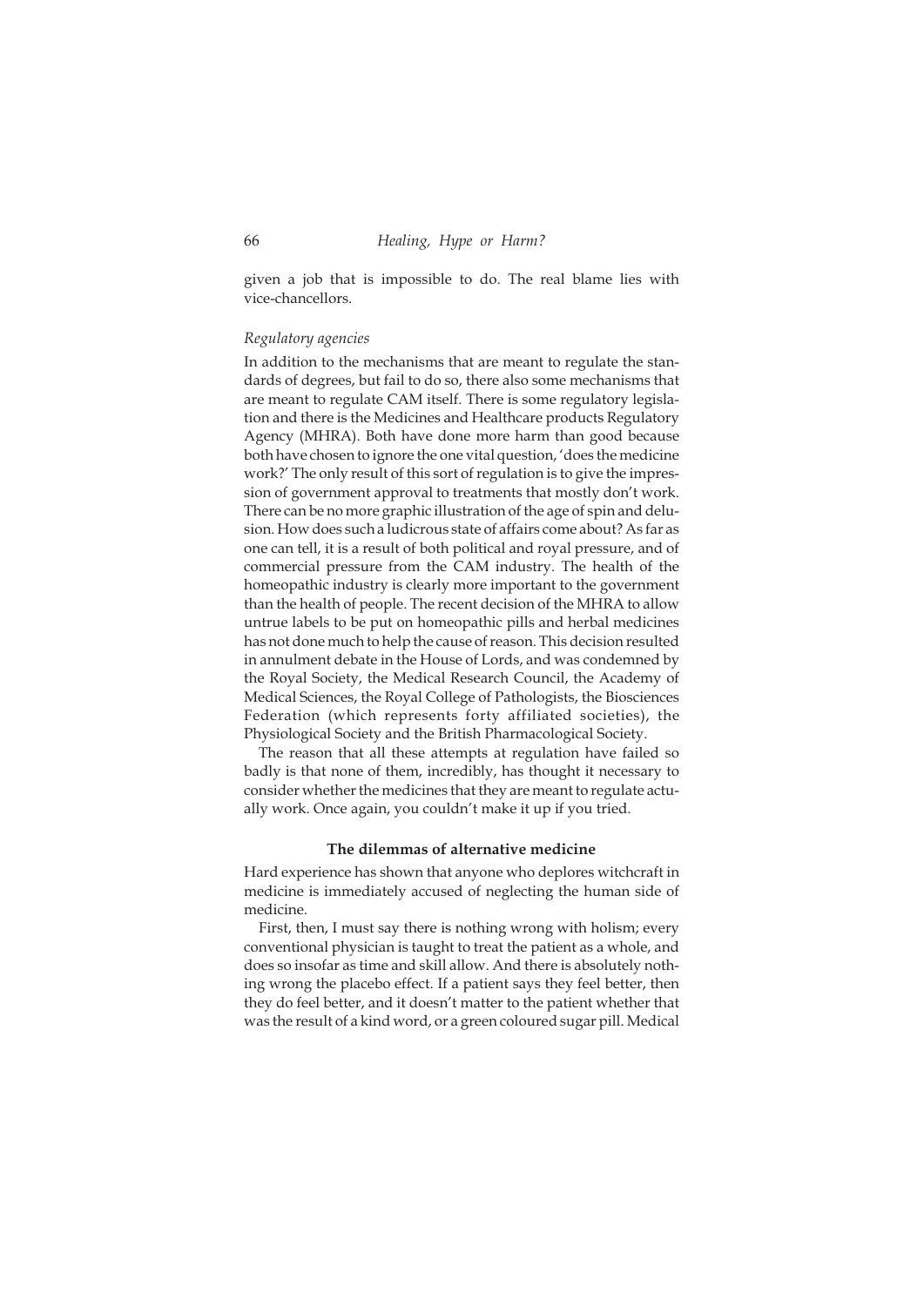given a job that is impossible to do. The real blame lies with vice-chancellors.

*Regulatory agencies*

In addition to the mechanisms that are meant to regulate the standards of degrees, but fail to do so, there also some mechanisms that are meant to regulate CAM itself. There is some regulatory legislation and there is the Medicines and Healthcare products Regulatory Agency (MHRA). Both have done more harm than good because both have chosen to ignore the one vital question, 'does the medicine work?' The only result of this sort of regulation is to give the impression of government approval to treatments that mostly don't work. There can be no more graphic illustration of the age of spin and delusion. How does such a ludicrous state of affairs come about? As far as one can tell, it is a result of both political and royal pressure, and of commercial pressure from the CAM industry. The health of the homeopathic industry is clearly more important to the government than the health of people. The recent decision of the MHRA to allow untrue labels to be put on homeopathic pills and herbal medicines has not done much to help the cause of reason. This decision resulted in annulment debate in the House of Lords, and was condemned by the Royal Society, the Medical Research Council, the Academy of Medical Sciences, the Royal College of Pathologists, the Biosciences Federation (which represents forty affiliated societies), the Physiological Society and the British Pharmacological Society.

The reason that all these attempts at regulation have failed so badly is that none of them, incredibly, has thought it necessary to consider whether the medicines that they are meant to regulate actually work. Once again, you couldn't make it up if you tried.

## The dilemmas of alternative medicine

Hard experience has shown that anyone who deplores witchcraft in medicine is immediately accused of neglecting the human side of medicine.

First, then, I must say there is nothing wrong with holism; every conventional physician is taught to treat the patient as a whole, and does so insofar as time and skill allow. And there is absolutely nothing wrong the placebo effect. If a patient says they feel better, then they do feel better, and it doesn't matter to the patient whether that was the result of a kind word, or a green coloured sugar pill. Medical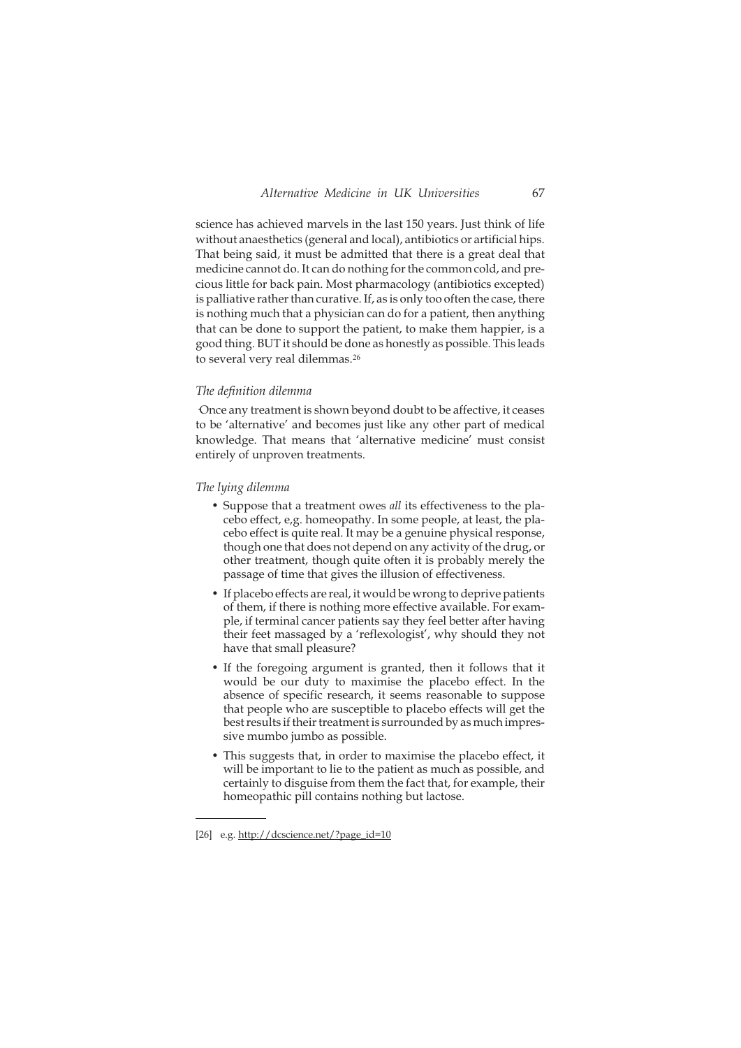science has achieved marvels in the last 150 years. Just think of life without anaesthetics (general and local), antibiotics or artificial hips. That being said, it must be admitted that there is a great deal that medicine cannot do. It can do nothing for the common cold, and precious little for back pain. Most pharmacology (antibiotics excepted) is palliative rather than curative. If, as is only too often the case, there is nothing much that a physician can do for a patient, then anything that can be done to support the patient, to make them happier, is a good thing. BUT it should be done as honestly as possible. This leads to several very real dilemmas.[26]

*The definition dilemma*

Once any treatment is shown beyond doubt to be affective, it ceases to be 'alternative' and becomes just like any other part of medical knowledge. That means that 'alternative medicine' must consist entirely of unproven treatments.

*The lying dilemma*

- Suppose that a treatment owes *all* its effectiveness to the placebo effect, e,g. homeopathy. In some people, at least, the placebo effect is quite real. It may be a genuine physical response, though one that does not depend on any activity of the drug, or other treatment, though quite often it is probably merely the passage of time that gives the illusion of effectiveness.
- If placebo effects are real, it would be wrong to deprive patients of them, if there is nothing more effective available. For example, if terminal cancer patients say they feel better after having their feet massaged by a 'reflexologist', why should they not have that small pleasure?
- If the foregoing argument is granted, then it follows that it would be our duty to maximise the placebo effect. In the absence of specific research, it seems reasonable to suppose that people who are susceptible to placebo effects will get the best results if their treatment is surrounded by as much impressive mumbo jumbo as possible.
- This suggests that, in order to maximise the placebo effect, it will be important to lie to the patient as much as possible, and certainly to disguise from them the fact that, for example, their homeopathic pill contains nothing but lactose.

---

[26] e.g. http://dcscience.net/?page_id=10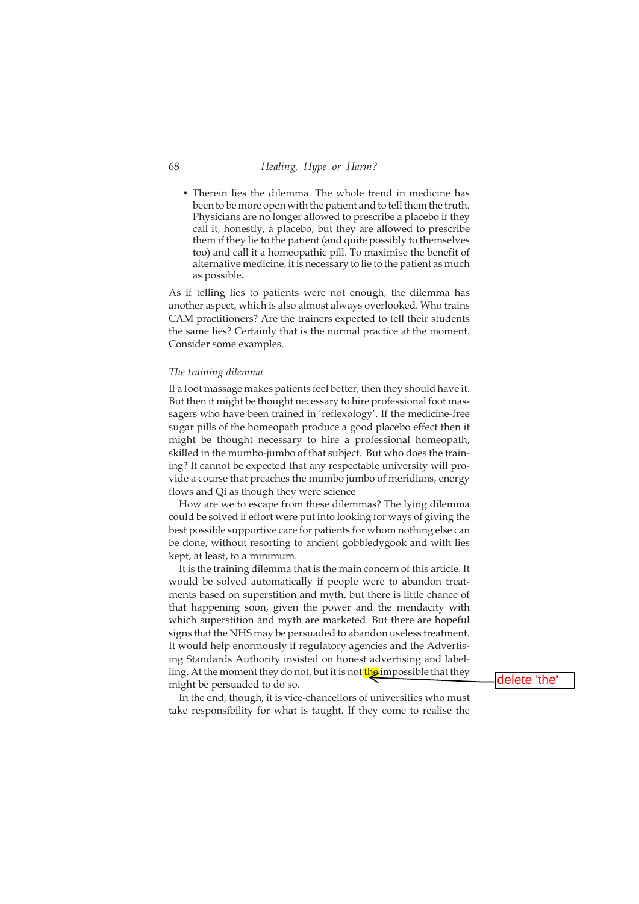- Therein lies the dilemma. The whole trend in medicine has been to be more open with the patient and to tell them the truth. Physicians are no longer allowed to prescribe a placebo if they call it, honestly, a placebo, but they are allowed to prescribe them if they lie to the patient (and quite possibly to themselves too) and call it a homeopathic pill. To maximise the benefit of alternative medicine, it is necessary to lie to the patient as much as possible.

As if telling lies to patients were not enough, the dilemma has another aspect, which is also almost always overlooked. Who trains CAM practitioners? Are the trainers expected to tell their students the same lies? Certainly that is the normal practice at the moment. Consider some examples.

### *The training dilemma*

If a foot massage makes patients feel better, then they should have it. But then it might be thought necessary to hire professional foot massagers who have been trained in 'reflexology'. If the medicine-free sugar pills of the homeopath produce a good placebo effect then it might be thought necessary to hire a professional homeopath, skilled in the mumbo-jumbo of that subject. But who does the training? It cannot be expected that any respectable university will provide a course that preaches the mumbo jumbo of meridians, energy flows and Qi as though they were science

How are we to escape from these dilemmas? The lying dilemma could be solved if effort were put into looking for ways of giving the best possible supportive care for patients for whom nothing else can be done, without resorting to ancient gobbledygook and with lies kept, at least, to a minimum.

It is the training dilemma that is the main concern of this article. It would be solved automatically if people were to abandon treatments based on superstition and myth, but there is little chance of that happening soon, given the power and the mendacity with which superstition and myth are marketed. But there are hopeful signs that the NHS may be persuaded to abandon useless treatment. It would help enormously if regulatory agencies and the Advertising Standards Authority insisted on honest advertising and labelling. At the moment they do not, but it is not the impossible that they might be persuaded to do so.

delete 'the'

In the end, though, it is vice-chancellors of universities who must take responsibility for what is taught. If they come to realise the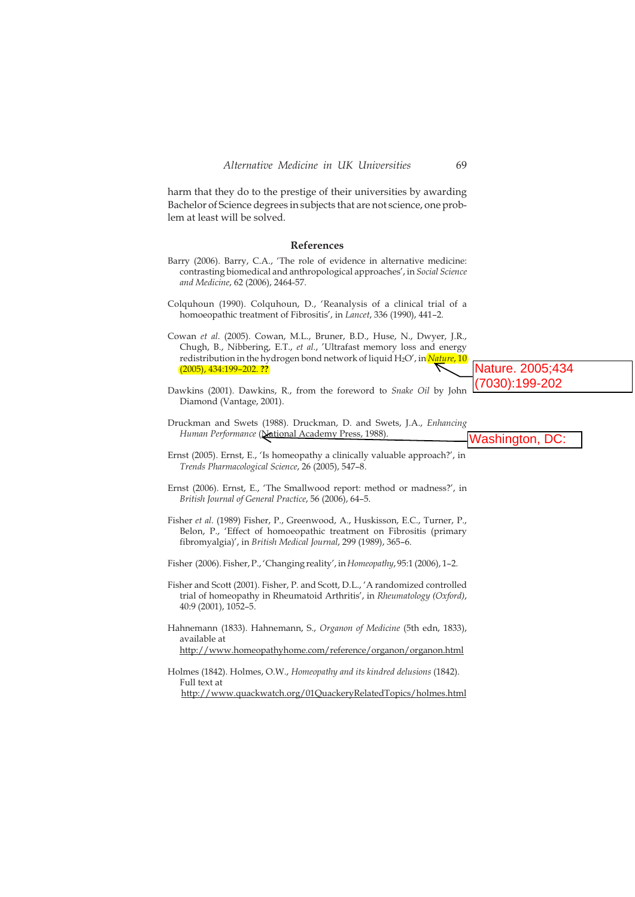harm that they do to the prestige of their universities by awarding Bachelor of Science degrees in subjects that are not science, one problem at least will be solved.

## References

Barry (2006). Barry, C.A., 'The role of evidence in alternative medicine: contrasting biomedical and anthropological approaches', in *Social Science and Medicine*, 62 (2006), 2464-57.

Colquhoun (1990). Colquhoun, D., 'Reanalysis of a clinical trial of a homoeopathic treatment of Fibrositis', in *Lancet*, 336 (1990), 441–2.

Cowan *et al.* (2005). Cowan, M.L., Bruner, B.D., Huse, N., Dwyer, J.R., Chugh, B., Nibbering, E.T., *et al.*, 'Ultrafast memory loss and energy redistribution in the hydrogen bond network of liquid $H_2O$', in *Nature*, 10 (2005), 434:199–202. **??**

Nature. 2005;434 (7030):199-202

Dawkins (2001). Dawkins, R., from the foreword to *Snake Oil* by John Diamond (Vantage, 2001).

Druckman and Swets (1988). Druckman, D. and Swets, J.A., *Enhancing Human Performance* (National Academy Press, 1988).

Washington, DC:

Ernst (2005). Ernst, E., 'Is homeopathy a clinically valuable approach?', in *Trends Pharmacological Science*, 26 (2005), 547–8.

Ernst (2006). Ernst, E., 'The Smallwood report: method or madness?', in *British Journal of General Practice*, 56 (2006), 64–5.

Fisher *et al.* (1989) Fisher, P., Greenwood, A., Huskisson, E.C., Turner, P., Belon, P., 'Effect of homoeopathic treatment on Fibrositis (primary fibromyalgia)', in *British Medical Journal*, 299 (1989), 365–6.

Fisher (2006). Fisher, P., 'Changing reality', in *Homeopathy*, 95:1 (2006), 1–2.

Fisher and Scott (2001). Fisher, P. and Scott, D.L., 'A randomized controlled trial of homeopathy in Rheumatoid Arthritis', in *Rheumatology (Oxford)*, 40:9 (2001), 1052–5.

Hahnemann (1833). Hahnemann, S., *Organon of Medicine* (5th edn, 1833), available at http://www.homeopathyhome.com/reference/organon/organon.html

Holmes (1842). Holmes, O.W., *Homeopathy and its kindred delusions* (1842). Full text at http://www.quackwatch.org/01QuackeryRelatedTopics/holmes.html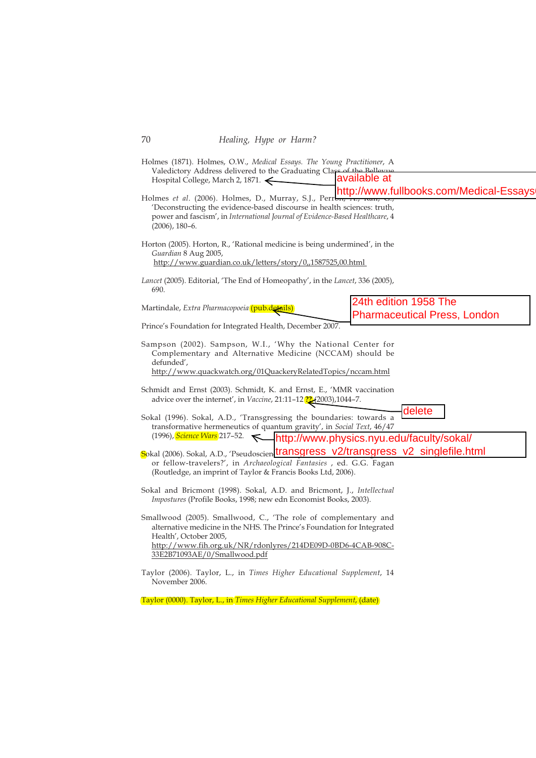Holmes (1871). Holmes, O.W., *Medical Essays. The Young Practitioner*, A Valedictory Address delivered to the Graduating Class of the Bellevue Hospital College, March 2, 1871.

available at http://www.fullbooks.com/Medical-Essays

Holmes *et al*. (2006). Holmes, D., Murray, S.J., Perron, A., Rail, G., 'Deconstructing the evidence-based discourse in health sciences: truth, power and fascism', in *International Journal of Evidence-Based Healthcare*, 4 (2006), 180–6.

Horton (2005). Horton, R., 'Rational medicine is being undermined', in the *Guardian* 8 Aug 2005, http://www.guardian.co.uk/letters/story/0,,1587525,00.html

*Lancet* (2005). Editorial, 'The End of Homeopathy', in the *Lancet*, 336 (2005), 690.

Martindale, *Extra Pharmacopoeia* (pub.details)

24th edition 1958 The Pharmaceutical Press, London

Prince's Foundation for Integrated Health, December 2007.

Sampson (2002). Sampson, W.I., 'Why the National Center for Complementary and Alternative Medicine (NCCAM) should be defunded', http://www.quackwatch.org/01QuackeryRelatedTopics/nccam.html

Schmidt and Ernst (2003). Schmidt, K. and Ernst, E., 'MMR vaccination advice over the internet', in *Vaccine*, 21:11–12 ?? (2003),1044–7.

delete

Sokal (1996). Sokal, A.D., 'Transgressing the boundaries: towards a transformative hermeneutics of quantum gravity', in *Social Text*, 46/47 (1996), *Science Wars* 217–52.

http://www.physics.nyu.edu/faculty/sokal/transgress_v2/transgress_v2_singlefile.html

Sokal (2006). Sokal, A.D., 'Pseudoscience and postmodernism: antagonists or fellow-travelers?', in *Archaeological Fantasies* , ed. G.G. Fagan (Routledge, an imprint of Taylor & Francis Books Ltd, 2006).

Sokal and Bricmont (1998). Sokal, A.D. and Bricmont, J., *Intellectual Impostures* (Profile Books, 1998; new edn Economist Books, 2003).

Smallwood (2005). Smallwood, C., 'The role of complementary and alternative medicine in the NHS. The Prince's Foundation for Integrated Health', October 2005, http://www.fih.org.uk/NR/rdonlyres/214DE09D-0BD6-4CAB-908C-33E2B71093AE/0/Smallwood.pdf

Taylor (2006). Taylor, L., in *Times Higher Educational Supplement*, 14 November 2006.

Taylor (0000). Taylor, L., in *Times Higher Educational Supplement*, (date)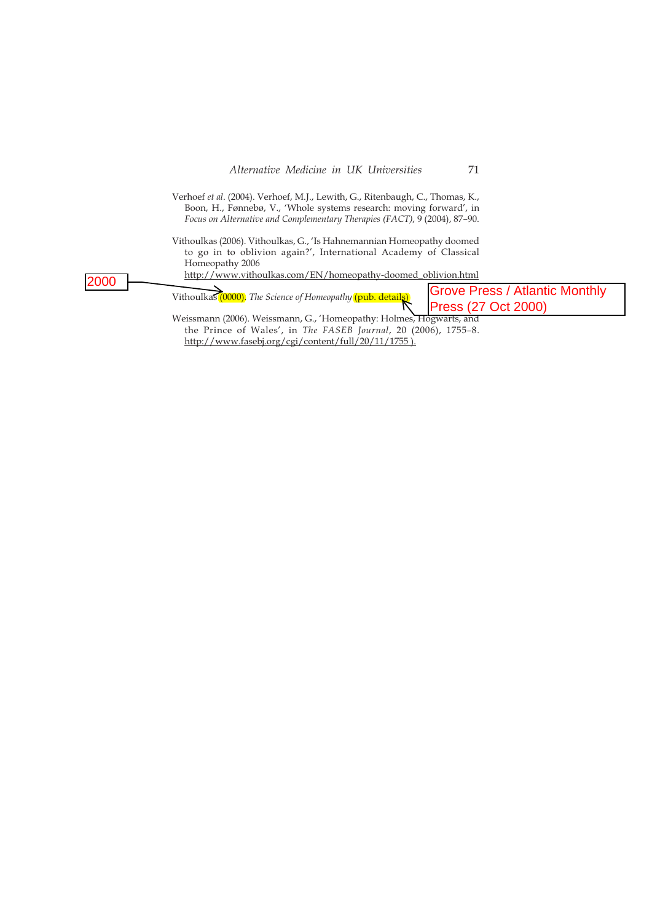Verhoef *et al*. (2004). Verhoef, M.J., Lewith, G., Ritenbaugh, C., Thomas, K., Boon, H., Fønnebø, V., 'Whole systems research: moving forward', in *Focus on Alternative and Complementary Therapies (FACT)*, 9 (2004), 87–90.

Vithoulkas (2006). Vithoulkas, G., 'Is Hahnemannian Homeopathy doomed to go in to oblivion again?', International Academy of Classical Homeopathy 2006 http://www.vithoulkas.com/EN/homeopathy-doomed_oblivion.html

2000

Vithoulkas (0000). *The Science of Homeopathy* (pub. details)

Grove Press / Atlantic Monthly Press (27 Oct 2000)

Weissmann (2006). Weissmann, G., 'Homeopathy: Holmes, Hogwarts, and the Prince of Wales', in *The FASEB Journal*, 20 (2006), 1755–8. http://www.fasebj.org/cgi/content/full/20/11/1755 ).